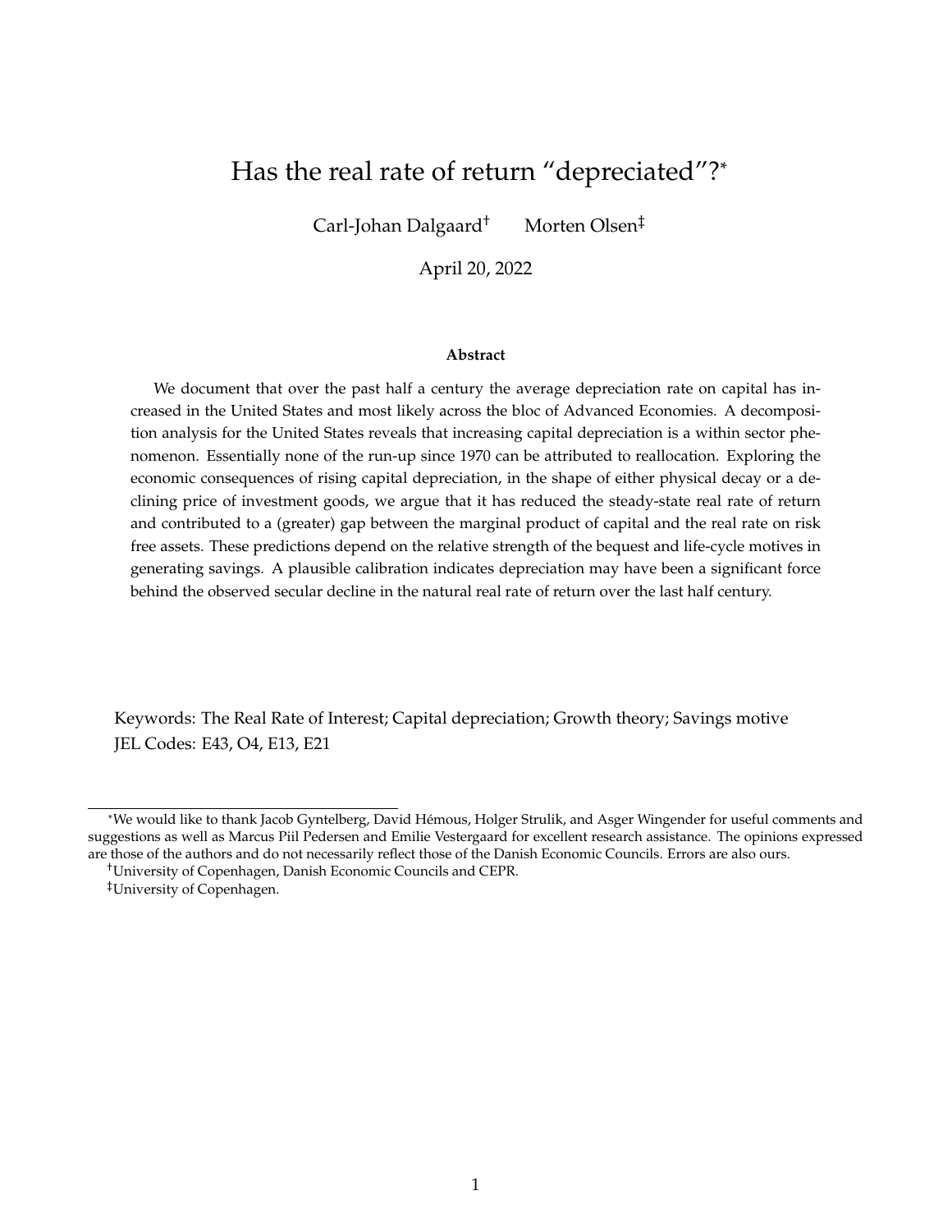# Has the real rate of return "depreciated"?[*]

Carl-Johan Dalgaard[†] Morten Olsen[‡]

April 20, 2022

### Abstract

We document that over the past half a century the average depreciation rate on capital has increased in the United States and most likely across the bloc of Advanced Economies. A decomposition analysis for the United States reveals that increasing capital depreciation is a within sector phenomenon. Essentially none of the run-up since 1970 can be attributed to reallocation. Exploring the economic consequences of rising capital depreciation, in the shape of either physical decay or a declining price of investment goods, we argue that it has reduced the steady-state real rate of return and contributed to a (greater) gap between the marginal product of capital and the real rate on risk free assets. These predictions depend on the relative strength of the bequest and life-cycle motives in generating savings. A plausible calibration indicates depreciation may have been a significant force behind the observed secular decline in the natural real rate of return over the last half century.

Keywords: The Real Rate of Interest; Capital depreciation; Growth theory; Savings motive
JEL Codes: E43, O4, E13, E21

---

[*]We would like to thank Jacob Gyntelberg, David Hémous, Holger Strulik, and Asger Wingender for useful comments and suggestions as well as Marcus Piil Pedersen and Emilie Vestergaard for excellent research assistance. The opinions expressed are those of the authors and do not necessarily reflect those of the Danish Economic Councils. Errors are also ours.

[†]University of Copenhagen, Danish Economic Councils and CEPR.

[‡]University of Copenhagen.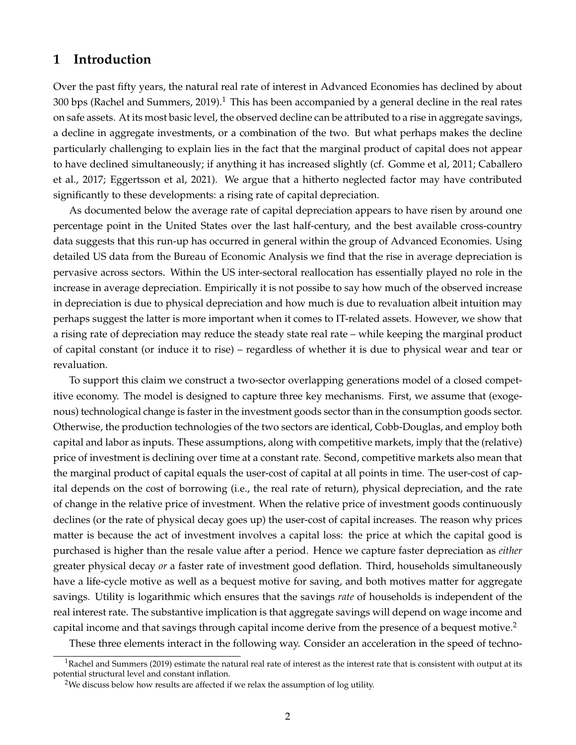# 1 Introduction

Over the past fifty years, the natural real rate of interest in Advanced Economies has declined by about 300 bps (Rachel and Summers, 2019).[1] This has been accompanied by a general decline in the real rates on safe assets. At its most basic level, the observed decline can be attributed to a rise in aggregate savings, a decline in aggregate investments, or a combination of the two. But what perhaps makes the decline particularly challenging to explain lies in the fact that the marginal product of capital does not appear to have declined simultaneously; if anything it has increased slightly (cf. Gomme et al, 2011; Caballero et al., 2017; Eggertsson et al, 2021). We argue that a hitherto neglected factor may have contributed significantly to these developments: a rising rate of capital depreciation.

As documented below the average rate of capital depreciation appears to have risen by around one percentage point in the United States over the last half-century, and the best available cross-country data suggests that this run-up has occurred in general within the group of Advanced Economies. Using detailed US data from the Bureau of Economic Analysis we find that the rise in average depreciation is pervasive across sectors. Within the US inter-sectoral reallocation has essentially played no role in the increase in average depreciation. Empirically it is not possibe to say how much of the observed increase in depreciation is due to physical depreciation and how much is due to revaluation albeit intuition may perhaps suggest the latter is more important when it comes to IT-related assets. However, we show that a rising rate of depreciation may reduce the steady state real rate – while keeping the marginal product of capital constant (or induce it to rise) – regardless of whether it is due to physical wear and tear or revaluation.

To support this claim we construct a two-sector overlapping generations model of a closed competitive economy. The model is designed to capture three key mechanisms. First, we assume that (exogenous) technological change is faster in the investment goods sector than in the consumption goods sector. Otherwise, the production technologies of the two sectors are identical, Cobb-Douglas, and employ both capital and labor as inputs. These assumptions, along with competitive markets, imply that the (relative) price of investment is declining over time at a constant rate. Second, competitive markets also mean that the marginal product of capital equals the user-cost of capital at all points in time. The user-cost of capital depends on the cost of borrowing (i.e., the real rate of return), physical depreciation, and the rate of change in the relative price of investment. When the relative price of investment goods continuously declines (or the rate of physical decay goes up) the user-cost of capital increases. The reason why prices matter is because the act of investment involves a capital loss: the price at which the capital good is purchased is higher than the resale value after a period. Hence we capture faster depreciation as *either* greater physical decay *or* a faster rate of investment good deflation. Third, households simultaneously have a life-cycle motive as well as a bequest motive for saving, and both motives matter for aggregate savings. Utility is logarithmic which ensures that the savings *rate* of households is independent of the real interest rate. The substantive implication is that aggregate savings will depend on wage income and capital income and that savings through capital income derive from the presence of a bequest motive.[2]

These three elements interact in the following way. Consider an acceleration in the speed of techno-

[1] Rachel and Summers (2019) estimate the natural real rate of interest as the interest rate that is consistent with output at its potential structural level and constant inflation.

[2] We discuss below how results are affected if we relax the assumption of log utility.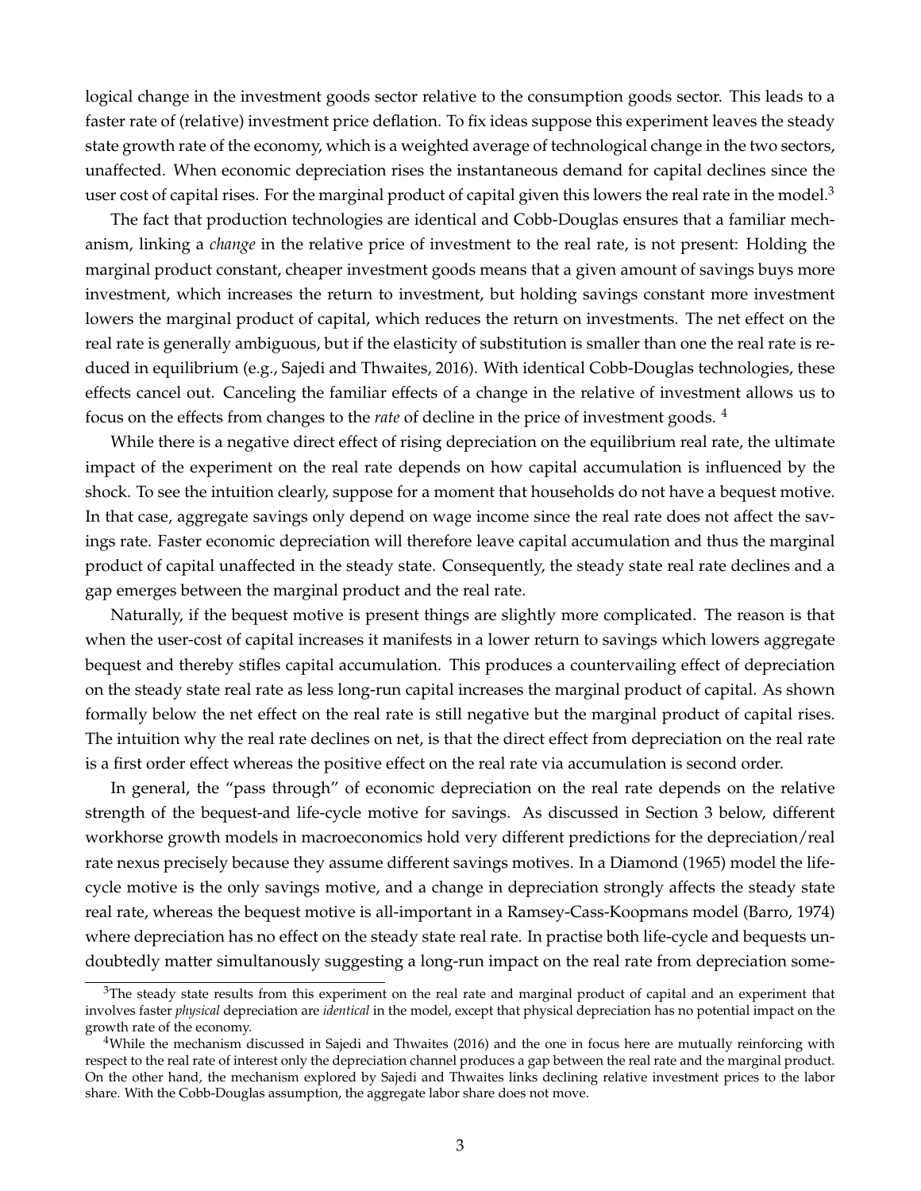logical change in the investment goods sector relative to the consumption goods sector. This leads to a faster rate of (relative) investment price deflation. To fix ideas suppose this experiment leaves the steady state growth rate of the economy, which is a weighted average of technological change in the two sectors, unaffected. When economic depreciation rises the instantaneous demand for capital declines since the user cost of capital rises. For the marginal product of capital given this lowers the real rate in the model.[3]

The fact that production technologies are identical and Cobb-Douglas ensures that a familiar mechanism, linking a *change* in the relative price of investment to the real rate, is not present: Holding the marginal product constant, cheaper investment goods means that a given amount of savings buys more investment, which increases the return to investment, but holding savings constant more investment lowers the marginal product of capital, which reduces the return on investments. The net effect on the real rate is generally ambiguous, but if the elasticity of substitution is smaller than one the real rate is reduced in equilibrium (e.g., Sajedi and Thwaites, 2016). With identical Cobb-Douglas technologies, these effects cancel out. Canceling the familiar effects of a change in the relative of investment allows us to focus on the effects from changes to the *rate* of decline in the price of investment goods. [4]

While there is a negative direct effect of rising depreciation on the equilibrium real rate, the ultimate impact of the experiment on the real rate depends on how capital accumulation is influenced by the shock. To see the intuition clearly, suppose for a moment that households do not have a bequest motive. In that case, aggregate savings only depend on wage income since the real rate does not affect the savings rate. Faster economic depreciation will therefore leave capital accumulation and thus the marginal product of capital unaffected in the steady state. Consequently, the steady state real rate declines and a gap emerges between the marginal product and the real rate.

Naturally, if the bequest motive is present things are slightly more complicated. The reason is that when the user-cost of capital increases it manifests in a lower return to savings which lowers aggregate bequest and thereby stifles capital accumulation. This produces a countervailing effect of depreciation on the steady state real rate as less long-run capital increases the marginal product of capital. As shown formally below the net effect on the real rate is still negative but the marginal product of capital rises. The intuition why the real rate declines on net, is that the direct effect from depreciation on the real rate is a first order effect whereas the positive effect on the real rate via accumulation is second order.

In general, the "pass through" of economic depreciation on the real rate depends on the relative strength of the bequest-and life-cycle motive for savings. As discussed in Section 3 below, different workhorse growth models in macroeconomics hold very different predictions for the depreciation/real rate nexus precisely because they assume different savings motives. In a Diamond (1965) model the life-cycle motive is the only savings motive, and a change in depreciation strongly affects the steady state real rate, whereas the bequest motive is all-important in a Ramsey-Cass-Koopmans model (Barro, 1974) where depreciation has no effect on the steady state real rate. In practise both life-cycle and bequests undoubtedly matter simultanously suggesting a long-run impact on the real rate from depreciation some-

[3]The steady state results from this experiment on the real rate and marginal product of capital and an experiment that involves faster *physical* depreciation are *identical* in the model, except that physical depreciation has no potential impact on the growth rate of the economy.

[4]While the mechanism discussed in Sajedi and Thwaites (2016) and the one in focus here are mutually reinforcing with respect to the real rate of interest only the depreciation channel produces a gap between the real rate and the marginal product. On the other hand, the mechanism explored by Sajedi and Thwaites links declining relative investment prices to the labor share. With the Cobb-Douglas assumption, the aggregate labor share does not move.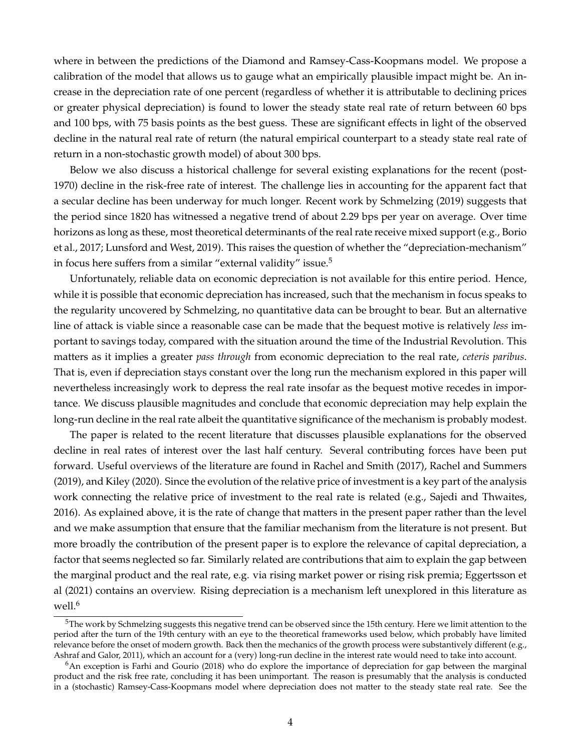where in between the predictions of the Diamond and Ramsey-Cass-Koopmans model. We propose a calibration of the model that allows us to gauge what an empirically plausible impact might be. An increase in the depreciation rate of one percent (regardless of whether it is attributable to declining prices or greater physical depreciation) is found to lower the steady state real rate of return between 60 bps and 100 bps, with 75 basis points as the best guess. These are significant effects in light of the observed decline in the natural real rate of return (the natural empirical counterpart to a steady state real rate of return in a non-stochastic growth model) of about 300 bps.

Below we also discuss a historical challenge for several existing explanations for the recent (post-1970) decline in the risk-free rate of interest. The challenge lies in accounting for the apparent fact that a secular decline has been underway for much longer. Recent work by Schmelzing (2019) suggests that the period since 1820 has witnessed a negative trend of about 2.29 bps per year on average. Over time horizons as long as these, most theoretical determinants of the real rate receive mixed support (e.g., Borio et al., 2017; Lunsford and West, 2019). This raises the question of whether the "depreciation-mechanism" in focus here suffers from a similar "external validity" issue.[5]

Unfortunately, reliable data on economic depreciation is not available for this entire period. Hence, while it is possible that economic depreciation has increased, such that the mechanism in focus speaks to the regularity uncovered by Schmelzing, no quantitative data can be brought to bear. But an alternative line of attack is viable since a reasonable case can be made that the bequest motive is relatively *less* important to savings today, compared with the situation around the time of the Industrial Revolution. This matters as it implies a greater *pass through* from economic depreciation to the real rate, *ceteris paribus*. That is, even if depreciation stays constant over the long run the mechanism explored in this paper will nevertheless increasingly work to depress the real rate insofar as the bequest motive recedes in importance. We discuss plausible magnitudes and conclude that economic depreciation may help explain the long-run decline in the real rate albeit the quantitative significance of the mechanism is probably modest.

The paper is related to the recent literature that discusses plausible explanations for the observed decline in real rates of interest over the last half century. Several contributing forces have been put forward. Useful overviews of the literature are found in Rachel and Smith (2017), Rachel and Summers (2019), and Kiley (2020). Since the evolution of the relative price of investment is a key part of the analysis work connecting the relative price of investment to the real rate is related (e.g., Sajedi and Thwaites, 2016). As explained above, it is the rate of change that matters in the present paper rather than the level and we make assumption that ensure that the familiar mechanism from the literature is not present. But more broadly the contribution of the present paper is to explore the relevance of capital depreciation, a factor that seems neglected so far. Similarly related are contributions that aim to explain the gap between the marginal product and the real rate, e.g. via rising market power or rising risk premia; Eggertsson et al (2021) contains an overview. Rising depreciation is a mechanism left unexplored in this literature as well.[6]

---

[5] The work by Schmelzing suggests this negative trend can be observed since the 15th century. Here we limit attention to the period after the turn of the 19th century with an eye to the theoretical frameworks used below, which probably have limited relevance before the onset of modern growth. Back then the mechanics of the growth process were substantively different (e.g., Ashraf and Galor, 2011), which an account for a (very) long-run decline in the interest rate would need to take into account.

[6] An exception is Farhi and Gourio (2018) who do explore the importance of depreciation for gap between the marginal product and the risk free rate, concluding it has been unimportant. The reason is presumably that the analysis is conducted in a (stochastic) Ramsey-Cass-Koopmans model where depreciation does not matter to the steady state real rate. See the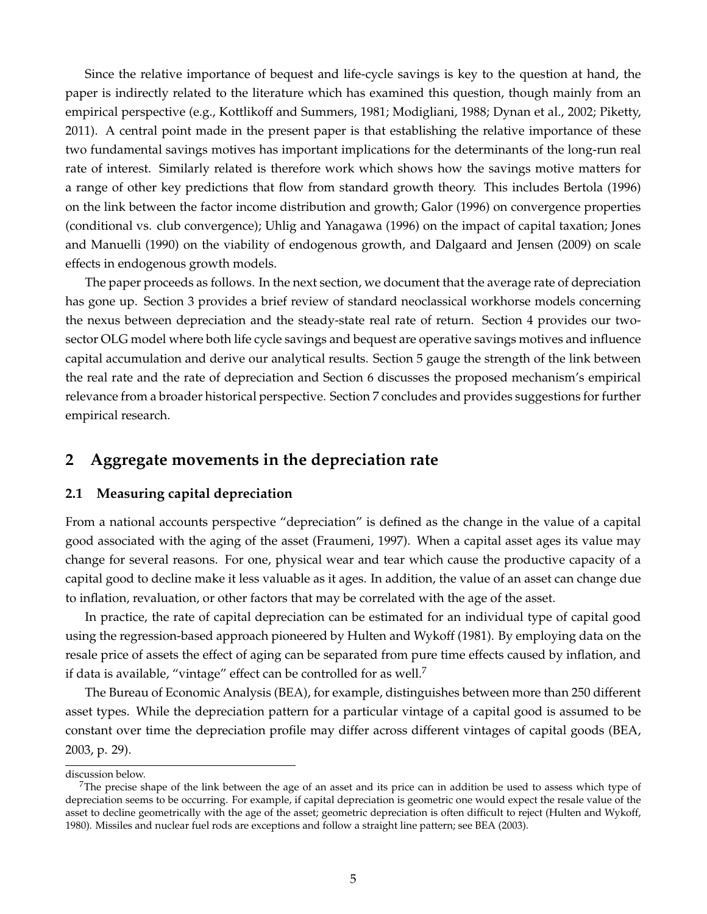Since the relative importance of bequest and life-cycle savings is key to the question at hand, the paper is indirectly related to the literature which has examined this question, though mainly from an empirical perspective (e.g., Kottlikoff and Summers, 1981; Modigliani, 1988; Dynan et al., 2002; Piketty, 2011). A central point made in the present paper is that establishing the relative importance of these two fundamental savings motives has important implications for the determinants of the long-run real rate of interest. Similarly related is therefore work which shows how the savings motive matters for a range of other key predictions that flow from standard growth theory. This includes Bertola (1996) on the link between the factor income distribution and growth; Galor (1996) on convergence properties (conditional vs. club convergence); Uhlig and Yanagawa (1996) on the impact of capital taxation; Jones and Manuelli (1990) on the viability of endogenous growth, and Dalgaard and Jensen (2009) on scale effects in endogenous growth models.

The paper proceeds as follows. In the next section, we document that the average rate of depreciation has gone up. Section 3 provides a brief review of standard neoclassical workhorse models concerning the nexus between depreciation and the steady-state real rate of return. Section 4 provides our two-sector OLG model where both life cycle savings and bequest are operative savings motives and influence capital accumulation and derive our analytical results. Section 5 gauge the strength of the link between the real rate and the rate of depreciation and Section 6 discusses the proposed mechanism's empirical relevance from a broader historical perspective. Section 7 concludes and provides suggestions for further empirical research.

## 2 Aggregate movements in the depreciation rate

### 2.1 Measuring capital depreciation

From a national accounts perspective "depreciation" is defined as the change in the value of a capital good associated with the aging of the asset (Fraumeni, 1997). When a capital asset ages its value may change for several reasons. For one, physical wear and tear which cause the productive capacity of a capital good to decline make it less valuable as it ages. In addition, the value of an asset can change due to inflation, revaluation, or other factors that may be correlated with the age of the asset.

In practice, the rate of capital depreciation can be estimated for an individual type of capital good using the regression-based approach pioneered by Hulten and Wykoff (1981). By employing data on the resale price of assets the effect of aging can be separated from pure time effects caused by inflation, and if data is available, "vintage" effect can be controlled for as well.[7]

The Bureau of Economic Analysis (BEA), for example, distinguishes between more than 250 different asset types. While the depreciation pattern for a particular vintage of a capital good is assumed to be constant over time the depreciation profile may differ across different vintages of capital goods (BEA, 2003, p. 29).

---

discussion below.

[7] The precise shape of the link between the age of an asset and its price can in addition be used to assess which type of depreciation seems to be occurring. For example, if capital depreciation is geometric one would expect the resale value of the asset to decline geometrically with the age of the asset; geometric depreciation is often difficult to reject (Hulten and Wykoff, 1980). Missiles and nuclear fuel rods are exceptions and follow a straight line pattern; see BEA (2003).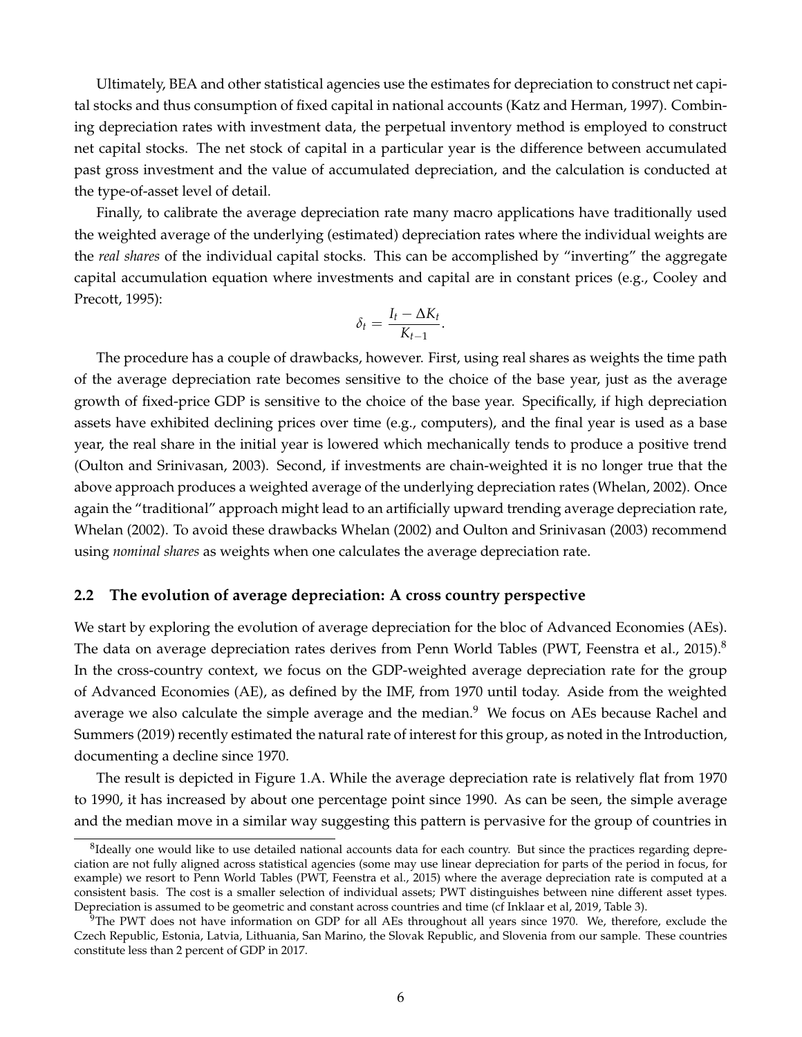Ultimately, BEA and other statistical agencies use the estimates for depreciation to construct net capital stocks and thus consumption of fixed capital in national accounts (Katz and Herman, 1997). Combining depreciation rates with investment data, the perpetual inventory method is employed to construct net capital stocks. The net stock of capital in a particular year is the difference between accumulated past gross investment and the value of accumulated depreciation, and the calculation is conducted at the type-of-asset level of detail.

Finally, to calibrate the average depreciation rate many macro applications have traditionally used the weighted average of the underlying (estimated) depreciation rates where the individual weights are the *real shares* of the individual capital stocks. This can be accomplished by "inverting" the aggregate capital accumulation equation where investments and capital are in constant prices (e.g., Cooley and Precott, 1995):

$$\delta_t = \frac{I_t - \Delta K_t}{K_{t-1}}.$$

The procedure has a couple of drawbacks, however. First, using real shares as weights the time path of the average depreciation rate becomes sensitive to the choice of the base year, just as the average growth of fixed-price GDP is sensitive to the choice of the base year. Specifically, if high depreciation assets have exhibited declining prices over time (e.g., computers), and the final year is used as a base year, the real share in the initial year is lowered which mechanically tends to produce a positive trend (Oulton and Srinivasan, 2003). Second, if investments are chain-weighted it is no longer true that the above approach produces a weighted average of the underlying depreciation rates (Whelan, 2002). Once again the "traditional" approach might lead to an artificially upward trending average depreciation rate, Whelan (2002). To avoid these drawbacks Whelan (2002) and Oulton and Srinivasan (2003) recommend using *nominal shares* as weights when one calculates the average depreciation rate.

## 2.2 The evolution of average depreciation: A cross country perspective

We start by exploring the evolution of average depreciation for the bloc of Advanced Economies (AEs). The data on average depreciation rates derives from Penn World Tables (PWT, Feenstra et al., 2015).[8] In the cross-country context, we focus on the GDP-weighted average depreciation rate for the group of Advanced Economies (AE), as defined by the IMF, from 1970 until today. Aside from the weighted average we also calculate the simple average and the median.[9] We focus on AEs because Rachel and Summers (2019) recently estimated the natural rate of interest for this group, as noted in the Introduction, documenting a decline since 1970.

The result is depicted in Figure 1.A. While the average depreciation rate is relatively flat from 1970 to 1990, it has increased by about one percentage point since 1990. As can be seen, the simple average and the median move in a similar way suggesting this pattern is pervasive for the group of countries in

[8] Ideally one would like to use detailed national accounts data for each country. But since the practices regarding depreciation are not fully aligned across statistical agencies (some may use linear depreciation for parts of the period in focus, for example) we resort to Penn World Tables (PWT, Feenstra et al., 2015) where the average depreciation rate is computed at a consistent basis. The cost is a smaller selection of individual assets; PWT distinguishes between nine different asset types. Depreciation is assumed to be geometric and constant across countries and time (cf Inklaar et al, 2019, Table 3).

[9] The PWT does not have information on GDP for all AEs throughout all years since 1970. We, therefore, exclude the Czech Republic, Estonia, Latvia, Lithuania, San Marino, the Slovak Republic, and Slovenia from our sample. These countries constitute less than 2 percent of GDP in 2017.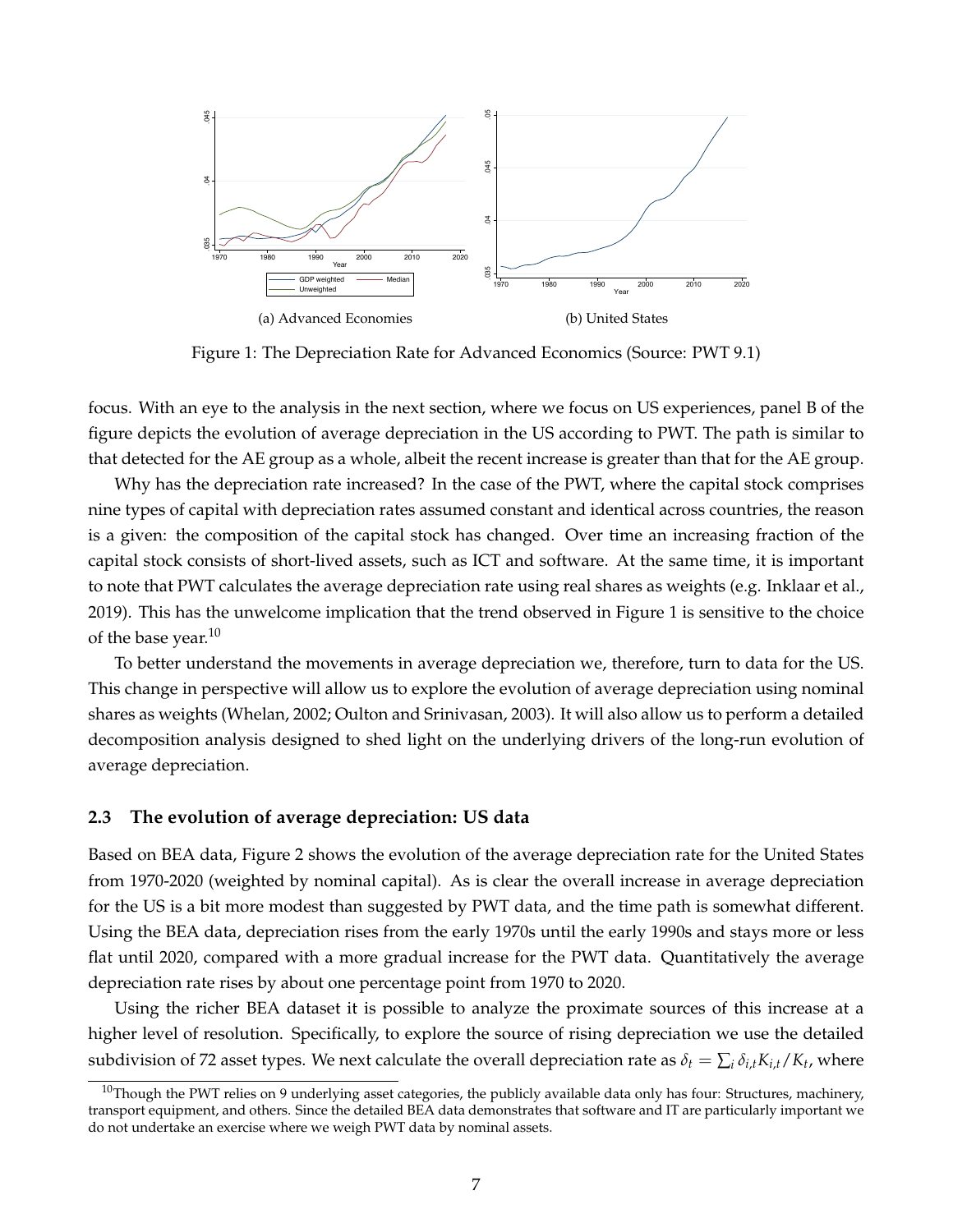(a) Advanced Economies

(b) United States

Figure 1: The Depreciation Rate for Advanced Economics (Source: PWT 9.1)

focus. With an eye to the analysis in the next section, where we focus on US experiences, panel B of the figure depicts the evolution of average depreciation in the US according to PWT. The path is similar to that detected for the AE group as a whole, albeit the recent increase is greater than that for the AE group.

Why has the depreciation rate increased? In the case of the PWT, where the capital stock comprises nine types of capital with depreciation rates assumed constant and identical across countries, the reason is a given: the composition of the capital stock has changed. Over time an increasing fraction of the capital stock consists of short-lived assets, such as ICT and software. At the same time, it is important to note that PWT calculates the average depreciation rate using real shares as weights (e.g. Inklaar et al., 2019). This has the unwelcome implication that the trend observed in Figure 1 is sensitive to the choice of the base year.[10]

To better understand the movements in average depreciation we, therefore, turn to data for the US. This change in perspective will allow us to explore the evolution of average depreciation using nominal shares as weights (Whelan, 2002; Oulton and Srinivasan, 2003). It will also allow us to perform a detailed decomposition analysis designed to shed light on the underlying drivers of the long-run evolution of average depreciation.

### 2.3 The evolution of average depreciation: US data

Based on BEA data, Figure 2 shows the evolution of the average depreciation rate for the United States from 1970-2020 (weighted by nominal capital). As is clear the overall increase in average depreciation for the US is a bit more modest than suggested by PWT data, and the time path is somewhat different. Using the BEA data, depreciation rises from the early 1970s until the early 1990s and stays more or less flat until 2020, compared with a more gradual increase for the PWT data. Quantitatively the average depreciation rate rises by about one percentage point from 1970 to 2020.

Using the richer BEA dataset it is possible to analyze the proximate sources of this increase at a higher level of resolution. Specifically, to explore the source of rising depreciation we use the detailed subdivision of 72 asset types. We next calculate the overall depreciation rate as $\delta_t = \sum_i \delta_{i,t} K_{i,t} / K_t$, where

[10] Though the PWT relies on 9 underlying asset categories, the publicly available data only has four: Structures, machinery, transport equipment, and others. Since the detailed BEA data demonstrates that software and IT are particularly important we do not undertake an exercise where we weigh PWT data by nominal assets.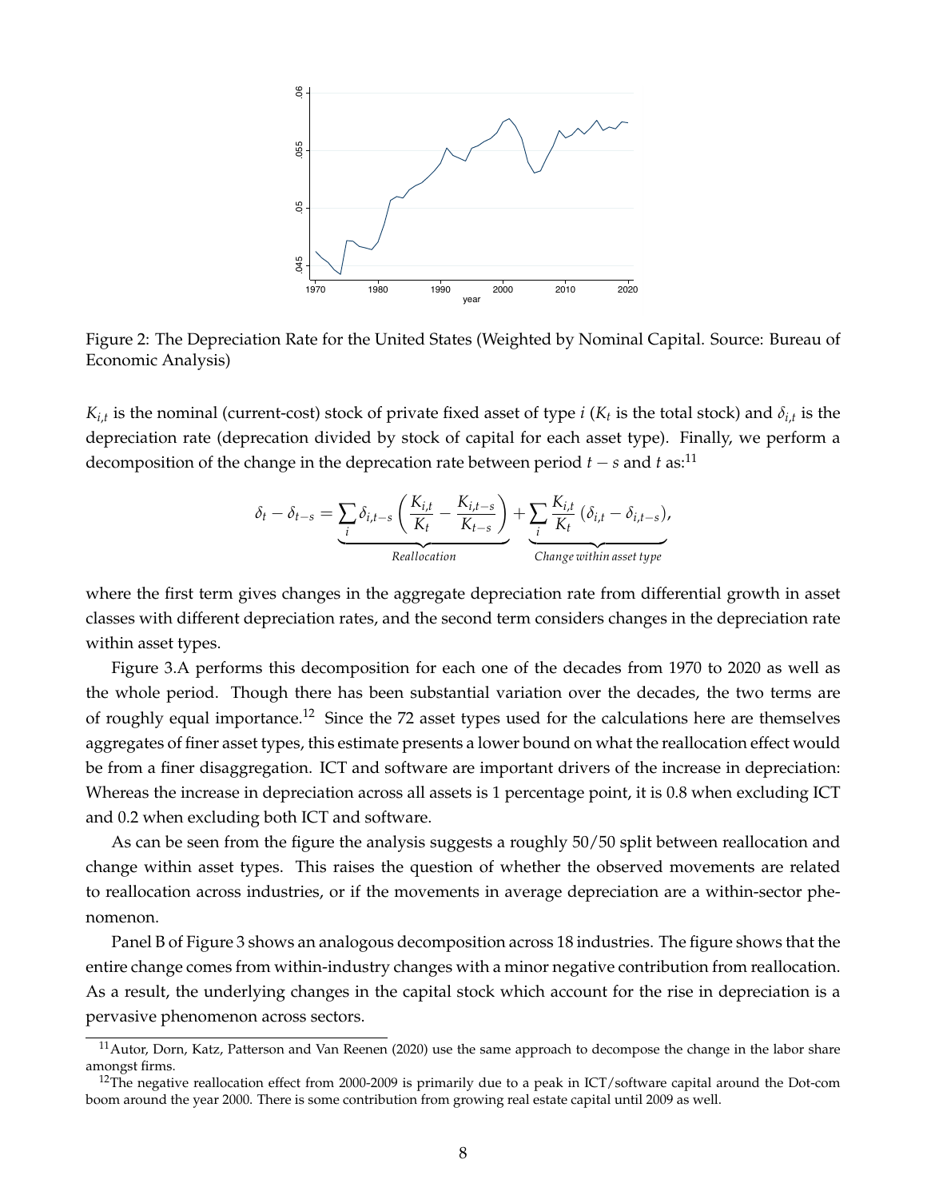Figure 2: The Depreciation Rate for the United States (Weighted by Nominal Capital. Source: Bureau of Economic Analysis)

$K_{i,t}$ is the nominal (current-cost) stock of private fixed asset of type $i$ ($K_t$ is the total stock) and $\delta_{i,t}$ is the depreciation rate (deprecation divided by stock of capital for each asset type). Finally, we perform a decomposition of the change in the deprecation rate between period $t-s$ and $t$ as:[11]

$$\delta_t - \delta_{t-s} = \underbrace{\sum_i \delta_{i,t-s} \left( \frac{K_{i,t}}{K_t} - \frac{K_{i,t-s}}{K_{t-s}} \right)}_{Reallocation} + \underbrace{\sum_i \frac{K_{i,t}}{K_t} \left( \delta_{i,t} - \delta_{i,t-s} \right)}_{Change\ within\ asset\ type},$$

where the first term gives changes in the aggregate depreciation rate from differential growth in asset classes with different depreciation rates, and the second term considers changes in the depreciation rate within asset types.

Figure 3.A performs this decomposition for each one of the decades from 1970 to 2020 as well as the whole period. Though there has been substantial variation over the decades, the two terms are of roughly equal importance.[12] Since the 72 asset types used for the calculations here are themselves aggregates of finer asset types, this estimate presents a lower bound on what the reallocation effect would be from a finer disaggregation. ICT and software are important drivers of the increase in depreciation: Whereas the increase in depreciation across all assets is 1 percentage point, it is 0.8 when excluding ICT and 0.2 when excluding both ICT and software.

As can be seen from the figure the analysis suggests a roughly 50/50 split between reallocation and change within asset types. This raises the question of whether the observed movements are related to reallocation across industries, or if the movements in average depreciation are a within-sector phenomenon.

Panel B of Figure 3 shows an analogous decomposition across 18 industries. The figure shows that the entire change comes from within-industry changes with a minor negative contribution from reallocation. As a result, the underlying changes in the capital stock which account for the rise in depreciation is a pervasive phenomenon across sectors.

[11] Autor, Dorn, Katz, Patterson and Van Reenen (2020) use the same approach to decompose the change in the labor share amongst firms.

[12] The negative reallocation effect from 2000-2009 is primarily due to a peak in ICT/software capital around the Dot-com boom around the year 2000. There is some contribution from growing real estate capital until 2009 as well.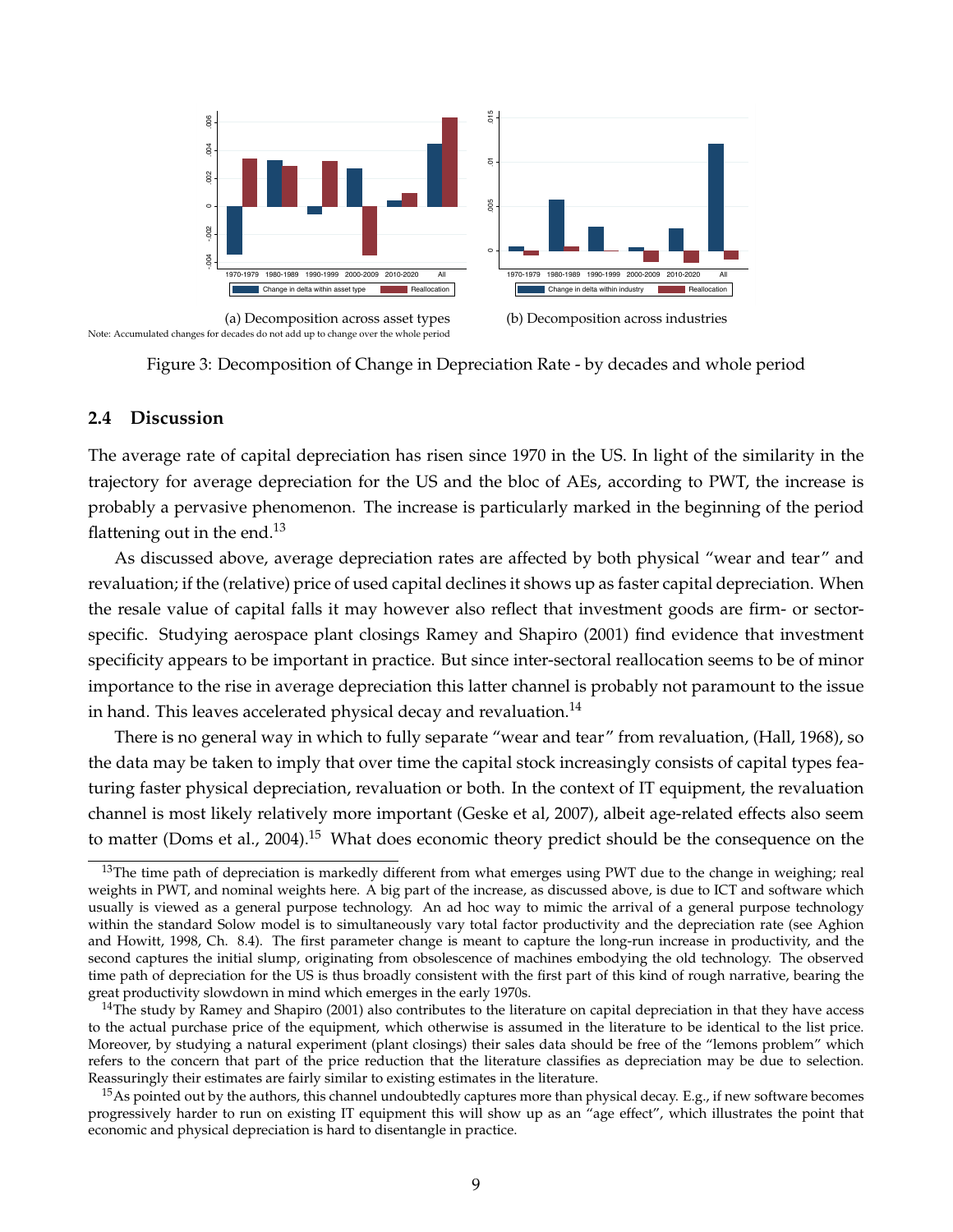(a) Decomposition across asset types

(b) Decomposition across industries

Note: Accumulated changes for decades do not add up to change over the whole period

Figure 3: Decomposition of Change in Depreciation Rate - by decades and whole period

### 2.4 Discussion

The average rate of capital depreciation has risen since 1970 in the US. In light of the similarity in the trajectory for average depreciation for the US and the bloc of AEs, according to PWT, the increase is probably a pervasive phenomenon. The increase is particularly marked in the beginning of the period flattening out in the end.[13]

As discussed above, average depreciation rates are affected by both physical "wear and tear" and revaluation; if the (relative) price of used capital declines it shows up as faster capital depreciation. When the resale value of capital falls it may however also reflect that investment goods are firm- or sector-specific. Studying aerospace plant closings Ramey and Shapiro (2001) find evidence that investment specificity appears to be important in practice. But since inter-sectoral reallocation seems to be of minor importance to the rise in average depreciation this latter channel is probably not paramount to the issue in hand. This leaves accelerated physical decay and revaluation.[14]

There is no general way in which to fully separate "wear and tear" from revaluation, (Hall, 1968), so the data may be taken to imply that over time the capital stock increasingly consists of capital types featuring faster physical depreciation, revaluation or both. In the context of IT equipment, the revaluation channel is most likely relatively more important (Geske et al, 2007), albeit age-related effects also seem to matter (Doms et al., 2004).[15] What does economic theory predict should be the consequence on the

[13] The time path of depreciation is markedly different from what emerges using PWT due to the change in weighing; real weights in PWT, and nominal weights here. A big part of the increase, as discussed above, is due to ICT and software which usually is viewed as a general purpose technology. An ad hoc way to mimic the arrival of a general purpose technology within the standard Solow model is to simultaneously vary total factor productivity and the depreciation rate (see Aghion and Howitt, 1998, Ch. 8.4). The first parameter change is meant to capture the long-run increase in productivity, and the second captures the initial slump, originating from obsolescence of machines embodying the old technology. The observed time path of depreciation for the US is thus broadly consistent with the first part of this kind of rough narrative, bearing the great productivity slowdown in mind which emerges in the early 1970s.

[14] The study by Ramey and Shapiro (2001) also contributes to the literature on capital depreciation in that they have access to the actual purchase price of the equipment, which otherwise is assumed in the literature to be identical to the list price. Moreover, by studying a natural experiment (plant closings) their sales data should be free of the "lemons problem" which refers to the concern that part of the price reduction that the literature classifies as depreciation may be due to selection. Reassuringly their estimates are fairly similar to existing estimates in the literature.

[15] As pointed out by the authors, this channel undoubtedly captures more than physical decay. E.g., if new software becomes progressively harder to run on existing IT equipment this will show up as an "age effect", which illustrates the point that economic and physical depreciation is hard to disentangle in practice.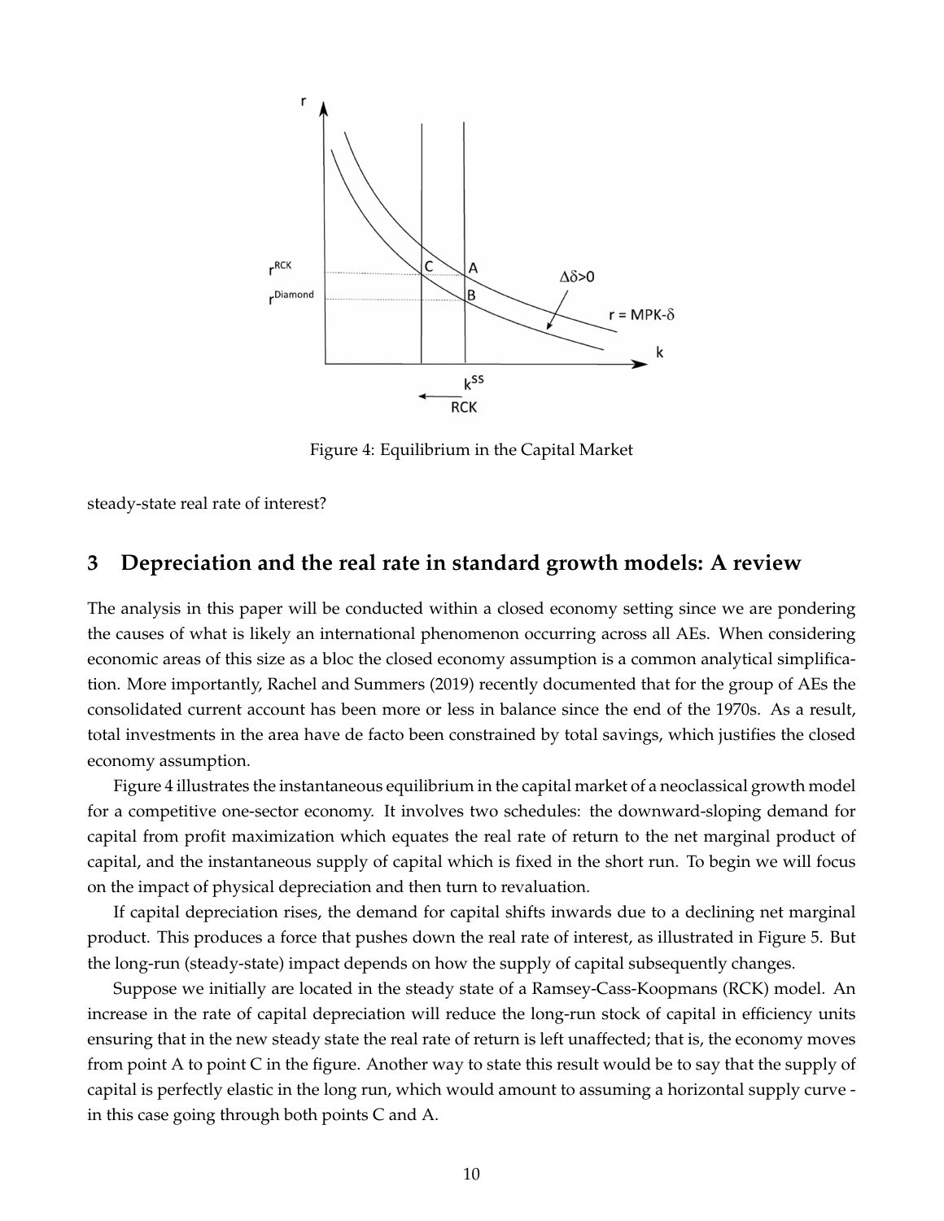Figure 4: Equilibrium in the Capital Market

steady-state real rate of interest?

## 3 Depreciation and the real rate in standard growth models: A review

The analysis in this paper will be conducted within a closed economy setting since we are pondering the causes of what is likely an international phenomenon occurring across all AEs. When considering economic areas of this size as a bloc the closed economy assumption is a common analytical simplification. More importantly, Rachel and Summers (2019) recently documented that for the group of AEs the consolidated current account has been more or less in balance since the end of the 1970s. As a result, total investments in the area have de facto been constrained by total savings, which justifies the closed economy assumption.

Figure 4 illustrates the instantaneous equilibrium in the capital market of a neoclassical growth model for a competitive one-sector economy. It involves two schedules: the downward-sloping demand for capital from profit maximization which equates the real rate of return to the net marginal product of capital, and the instantaneous supply of capital which is fixed in the short run. To begin we will focus on the impact of physical depreciation and then turn to revaluation.

If capital depreciation rises, the demand for capital shifts inwards due to a declining net marginal product. This produces a force that pushes down the real rate of interest, as illustrated in Figure 5. But the long-run (steady-state) impact depends on how the supply of capital subsequently changes.

Suppose we initially are located in the steady state of a Ramsey-Cass-Koopmans (RCK) model. An increase in the rate of capital depreciation will reduce the long-run stock of capital in efficiency units ensuring that in the new steady state the real rate of return is left unaffected; that is, the economy moves from point A to point C in the figure. Another way to state this result would be to say that the supply of capital is perfectly elastic in the long run, which would amount to assuming a horizontal supply curve - in this case going through both points C and A.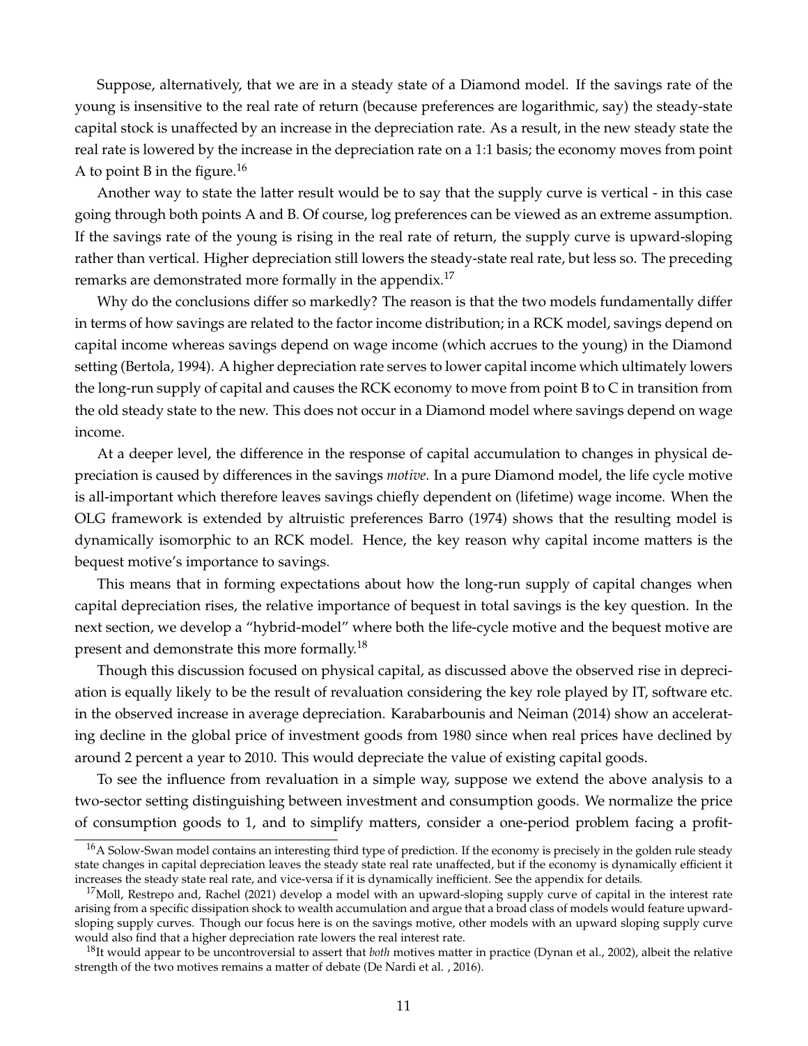Suppose, alternatively, that we are in a steady state of a Diamond model. If the savings rate of the young is insensitive to the real rate of return (because preferences are logarithmic, say) the steady-state capital stock is unaffected by an increase in the depreciation rate. As a result, in the new steady state the real rate is lowered by the increase in the depreciation rate on a 1:1 basis; the economy moves from point A to point B in the figure.[16]

Another way to state the latter result would be to say that the supply curve is vertical - in this case going through both points A and B. Of course, log preferences can be viewed as an extreme assumption. If the savings rate of the young is rising in the real rate of return, the supply curve is upward-sloping rather than vertical. Higher depreciation still lowers the steady-state real rate, but less so. The preceding remarks are demonstrated more formally in the appendix.[17]

Why do the conclusions differ so markedly? The reason is that the two models fundamentally differ in terms of how savings are related to the factor income distribution; in a RCK model, savings depend on capital income whereas savings depend on wage income (which accrues to the young) in the Diamond setting (Bertola, 1994). A higher depreciation rate serves to lower capital income which ultimately lowers the long-run supply of capital and causes the RCK economy to move from point B to C in transition from the old steady state to the new. This does not occur in a Diamond model where savings depend on wage income.

At a deeper level, the difference in the response of capital accumulation to changes in physical depreciation is caused by differences in the savings *motive*. In a pure Diamond model, the life cycle motive is all-important which therefore leaves savings chiefly dependent on (lifetime) wage income. When the OLG framework is extended by altruistic preferences Barro (1974) shows that the resulting model is dynamically isomorphic to an RCK model. Hence, the key reason why capital income matters is the bequest motive's importance to savings.

This means that in forming expectations about how the long-run supply of capital changes when capital depreciation rises, the relative importance of bequest in total savings is the key question. In the next section, we develop a "hybrid-model" where both the life-cycle motive and the bequest motive are present and demonstrate this more formally.[18]

Though this discussion focused on physical capital, as discussed above the observed rise in depreciation is equally likely to be the result of revaluation considering the key role played by IT, software etc. in the observed increase in average depreciation. Karabarbounis and Neiman (2014) show an accelerating decline in the global price of investment goods from 1980 since when real prices have declined by around 2 percent a year to 2010. This would depreciate the value of existing capital goods.

To see the influence from revaluation in a simple way, suppose we extend the above analysis to a two-sector setting distinguishing between investment and consumption goods. We normalize the price of consumption goods to 1, and to simplify matters, consider a one-period problem facing a profit-

[16] A Solow-Swan model contains an interesting third type of prediction. If the economy is precisely in the golden rule steady state changes in capital depreciation leaves the steady state real rate unaffected, but if the economy is dynamically efficient it increases the steady state real rate, and vice-versa if it is dynamically inefficient. See the appendix for details.

[17] Moll, Restrepo and, Rachel (2021) develop a model with an upward-sloping supply curve of capital in the interest rate arising from a specific dissipation shock to wealth accumulation and argue that a broad class of models would feature upward-sloping supply curves. Though our focus here is on the savings motive, other models with an upward sloping supply curve would also find that a higher depreciation rate lowers the real interest rate.

[18] It would appear to be uncontroversial to assert that *both* motives matter in practice (Dynan et al., 2002), albeit the relative strength of the two motives remains a matter of debate (De Nardi et al. , 2016).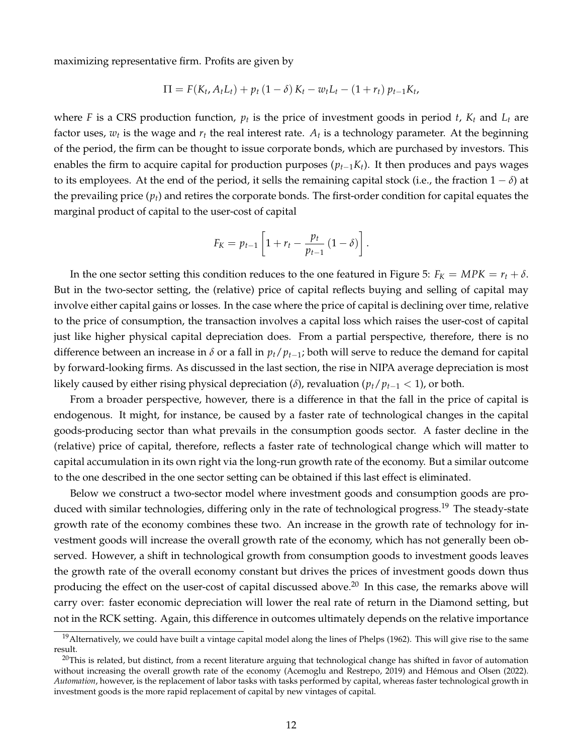maximizing representative firm. Profits are given by

$$\Pi = F(K_t, A_t L_t) + p_t (1-\delta) K_t - w_t L_t - (1+r_t) p_{t-1} K_t,$$

where $F$ is a CRS production function, $p_t$ is the price of investment goods in period $t$, $K_t$ and $L_t$ are factor uses, $w_t$ is the wage and $r_t$ the real interest rate. $A_t$ is a technology parameter. At the beginning of the period, the firm can be thought to issue corporate bonds, which are purchased by investors. This enables the firm to acquire capital for production purposes ($p_{t-1}K_t$). It then produces and pays wages to its employees. At the end of the period, it sells the remaining capital stock (i.e., the fraction $1-\delta$) at the prevailing price ($p_t$) and retires the corporate bonds. The first-order condition for capital equates the marginal product of capital to the user-cost of capital

$$F_K = p_{t-1}\left[1 + r_t - \frac{p_t}{p_{t-1}}(1-\delta)\right].$$

In the one sector setting this condition reduces to the one featured in Figure 5: $F_K = MPK = r_t + \delta$. But in the two-sector setting, the (relative) price of capital reflects buying and selling of capital may involve either capital gains or losses. In the case where the price of capital is declining over time, relative to the price of consumption, the transaction involves a capital loss which raises the user-cost of capital just like higher physical capital depreciation does. From a partial perspective, therefore, there is no difference between an increase in $\delta$ or a fall in $p_t/p_{t-1}$; both will serve to reduce the demand for capital by forward-looking firms. As discussed in the last section, the rise in NIPA average depreciation is most likely caused by either rising physical depreciation ($\delta$), revaluation ($p_t/p_{t-1} < 1$), or both.

From a broader perspective, however, there is a difference in that the fall in the price of capital is endogenous. It might, for instance, be caused by a faster rate of technological changes in the capital goods-producing sector than what prevails in the consumption goods sector. A faster decline in the (relative) price of capital, therefore, reflects a faster rate of technological change which will matter to capital accumulation in its own right via the long-run growth rate of the economy. But a similar outcome to the one described in the one sector setting can be obtained if this last effect is eliminated.

Below we construct a two-sector model where investment goods and consumption goods are produced with similar technologies, differing only in the rate of technological progress.[19] The steady-state growth rate of the economy combines these two. An increase in the growth rate of technology for investment goods will increase the overall growth rate of the economy, which has not generally been observed. However, a shift in technological growth from consumption goods to investment goods leaves the growth rate of the overall economy constant but drives the prices of investment goods down thus producing the effect on the user-cost of capital discussed above.[20] In this case, the remarks above will carry over: faster economic depreciation will lower the real rate of return in the Diamond setting, but not in the RCK setting. Again, this difference in outcomes ultimately depends on the relative importance

[19] Alternatively, we could have built a vintage capital model along the lines of Phelps (1962). This will give rise to the same result.

[20] This is related, but distinct, from a recent literature arguing that technological change has shifted in favor of automation without increasing the overall growth rate of the economy (Acemoglu and Restrepo, 2019) and Hémous and Olsen (2022). *Automation*, however, is the replacement of labor tasks with tasks performed by capital, whereas faster technological growth in investment goods is the more rapid replacement of capital by new vintages of capital.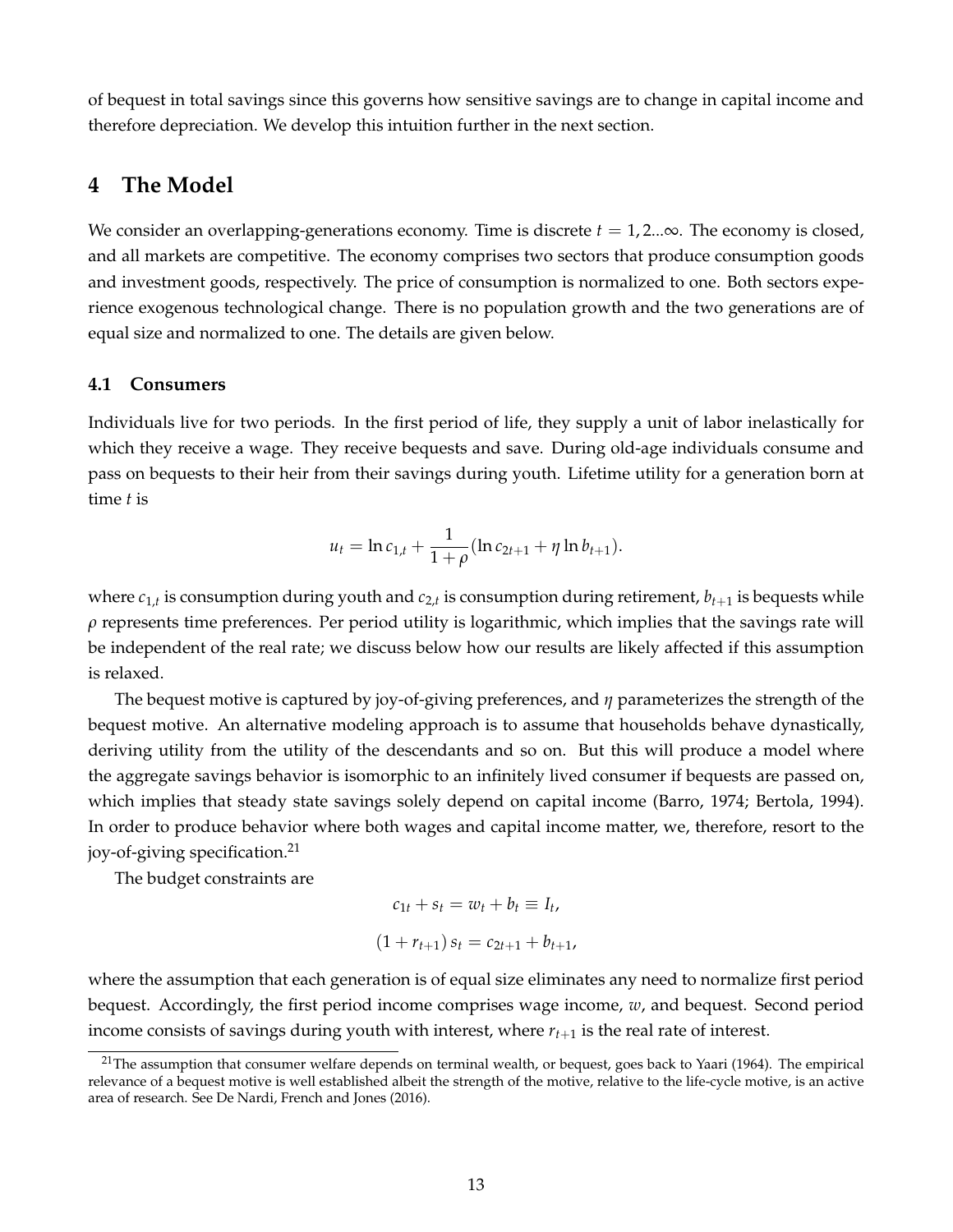of bequest in total savings since this governs how sensitive savings are to change in capital income and therefore depreciation. We develop this intuition further in the next section.

## 4 The Model

We consider an overlapping-generations economy. Time is discrete $t = 1, 2...\infty$. The economy is closed, and all markets are competitive. The economy comprises two sectors that produce consumption goods and investment goods, respectively. The price of consumption is normalized to one. Both sectors experience exogenous technological change. There is no population growth and the two generations are of equal size and normalized to one. The details are given below.

### 4.1 Consumers

Individuals live for two periods. In the first period of life, they supply a unit of labor inelastically for which they receive a wage. They receive bequests and save. During old-age individuals consume and pass on bequests to their heir from their savings during youth. Lifetime utility for a generation born at time $t$ is

$$u_t = \ln c_{1,t} + \frac{1}{1+\rho}(\ln c_{2t+1} + \eta \ln b_{t+1}).$$

where $c_{1,t}$ is consumption during youth and $c_{2,t}$ is consumption during retirement, $b_{t+1}$ is bequests while $\rho$ represents time preferences. Per period utility is logarithmic, which implies that the savings rate will be independent of the real rate; we discuss below how our results are likely affected if this assumption is relaxed.

The bequest motive is captured by joy-of-giving preferences, and $\eta$ parameterizes the strength of the bequest motive. An alternative modeling approach is to assume that households behave dynastically, deriving utility from the utility of the descendants and so on. But this will produce a model where the aggregate savings behavior is isomorphic to an infinitely lived consumer if bequests are passed on, which implies that steady state savings solely depend on capital income (Barro, 1974; Bertola, 1994). In order to produce behavior where both wages and capital income matter, we, therefore, resort to the joy-of-giving specification.[21]

The budget constraints are

$$c_{1t} + s_t = w_t + b_t \equiv I_t,$$

$$(1 + r_{t+1})\, s_t = c_{2t+1} + b_{t+1},$$

where the assumption that each generation is of equal size eliminates any need to normalize first period bequest. Accordingly, the first period income comprises wage income, $w$, and bequest. Second period income consists of savings during youth with interest, where $r_{t+1}$ is the real rate of interest.

---

[21] The assumption that consumer welfare depends on terminal wealth, or bequest, goes back to Yaari (1964). The empirical relevance of a bequest motive is well established albeit the strength of the motive, relative to the life-cycle motive, is an active area of research. See De Nardi, French and Jones (2016).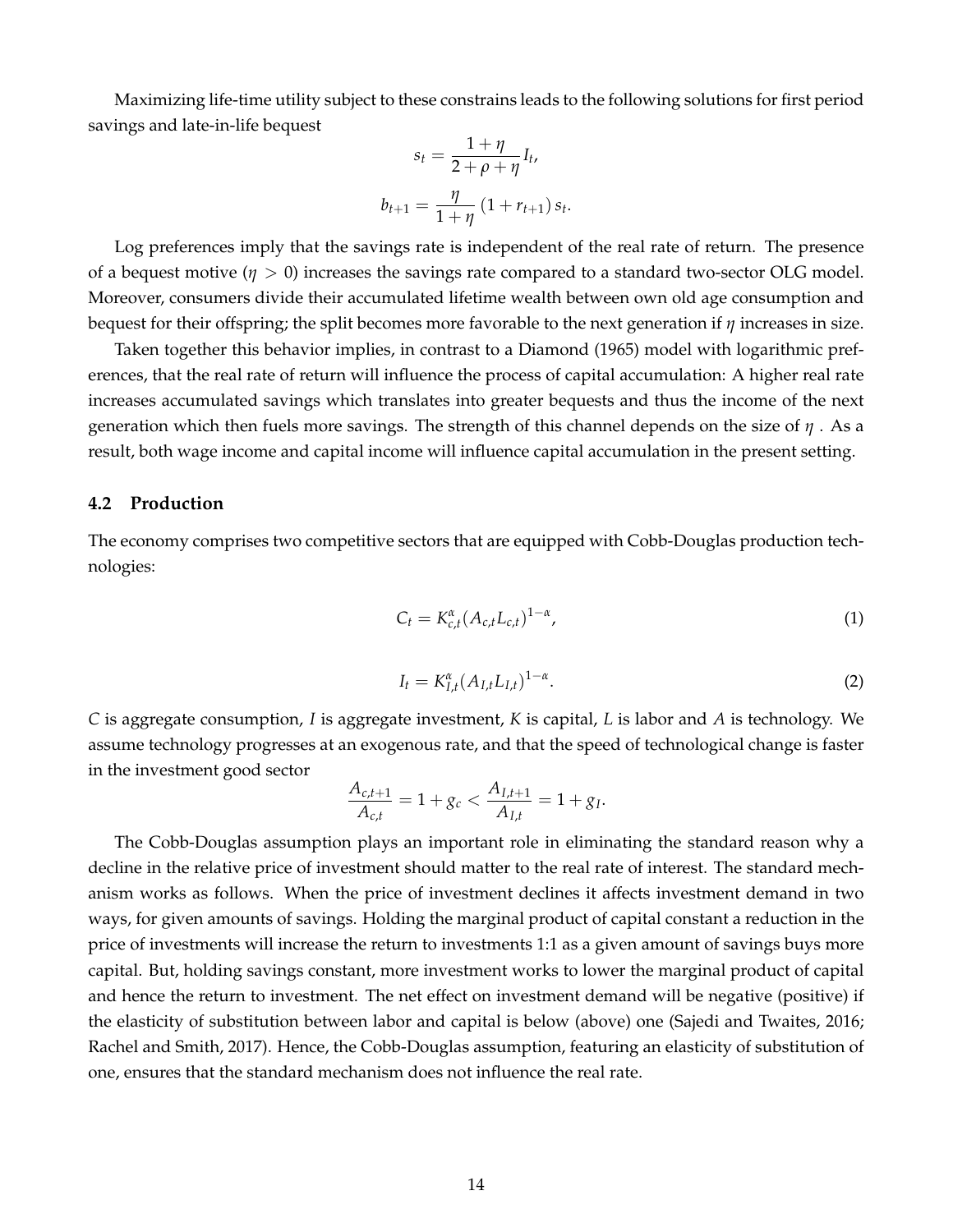Maximizing life-time utility subject to these constrains leads to the following solutions for first period savings and late-in-life bequest

$$s_t = \frac{1+\eta}{2+\rho+\eta} I_t,$$

$$b_{t+1} = \frac{\eta}{1+\eta} (1+r_{t+1}) s_t.$$

Log preferences imply that the savings rate is independent of the real rate of return. The presence of a bequest motive ($\eta > 0$) increases the savings rate compared to a standard two-sector OLG model. Moreover, consumers divide their accumulated lifetime wealth between own old age consumption and bequest for their offspring; the split becomes more favorable to the next generation if $\eta$ increases in size.

Taken together this behavior implies, in contrast to a Diamond (1965) model with logarithmic preferences, that the real rate of return will influence the process of capital accumulation: A higher real rate increases accumulated savings which translates into greater bequests and thus the income of the next generation which then fuels more savings. The strength of this channel depends on the size of $\eta$ . As a result, both wage income and capital income will influence capital accumulation in the present setting.

### 4.2 Production

The economy comprises two competitive sectors that are equipped with Cobb-Douglas production technologies:

$$C_t = K_{c,t}^{\alpha} (A_{c,t} L_{c,t})^{1-\alpha}, \tag{1}$$

$$I_t = K_{I,t}^{\alpha} (A_{I,t} L_{I,t})^{1-\alpha}. \tag{2}$$

$C$ is aggregate consumption, $I$ is aggregate investment, $K$ is capital, $L$ is labor and $A$ is technology. We assume technology progresses at an exogenous rate, and that the speed of technological change is faster in the investment good sector

$$\frac{A_{c,t+1}}{A_{c,t}} = 1 + g_c < \frac{A_{I,t+1}}{A_{I,t}} = 1 + g_I.$$

The Cobb-Douglas assumption plays an important role in eliminating the standard reason why a decline in the relative price of investment should matter to the real rate of interest. The standard mechanism works as follows. When the price of investment declines it affects investment demand in two ways, for given amounts of savings. Holding the marginal product of capital constant a reduction in the price of investments will increase the return to investments 1:1 as a given amount of savings buys more capital. But, holding savings constant, more investment works to lower the marginal product of capital and hence the return to investment. The net effect on investment demand will be negative (positive) if the elasticity of substitution between labor and capital is below (above) one (Sajedi and Twaites, 2016; Rachel and Smith, 2017). Hence, the Cobb-Douglas assumption, featuring an elasticity of substitution of one, ensures that the standard mechanism does not influence the real rate.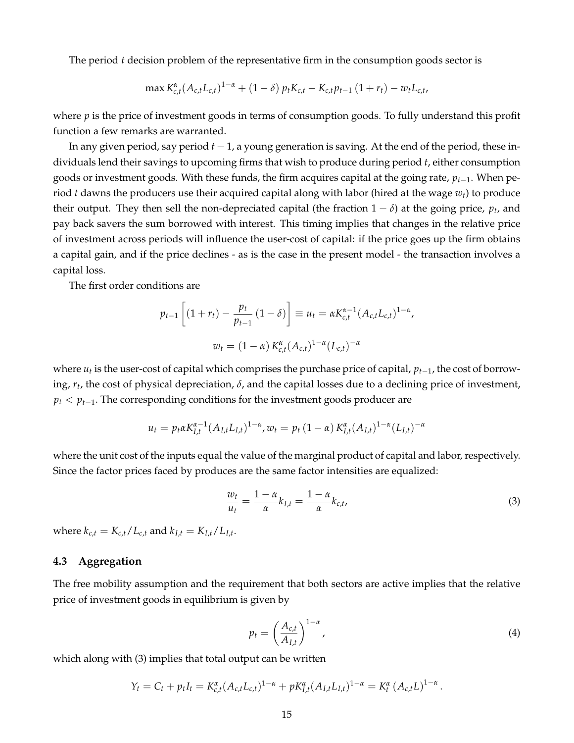The period $t$ decision problem of the representative firm in the consumption goods sector is

$$\max K_{c,t}^{\alpha}(A_{c,t}L_{c,t})^{1-\alpha} + (1-\delta)\, p_t K_{c,t} - K_{c,t} p_{t-1} (1+r_t) - w_t L_{c,t},$$

where $p$ is the price of investment goods in terms of consumption goods. To fully understand this profit function a few remarks are warranted.

In any given period, say period $t-1$, a young generation is saving. At the end of the period, these individuals lend their savings to upcoming firms that wish to produce during period $t$, either consumption goods or investment goods. With these funds, the firm acquires capital at the going rate, $p_{t-1}$. When period $t$ dawns the producers use their acquired capital along with labor (hired at the wage $w_t$) to produce their output. They then sell the non-depreciated capital (the fraction $1-\delta$) at the going price, $p_t$, and pay back savers the sum borrowed with interest. This timing implies that changes in the relative price of investment across periods will influence the user-cost of capital: if the price goes up the firm obtains a capital gain, and if the price declines - as is the case in the present model - the transaction involves a capital loss.

The first order conditions are

$$p_{t-1}\left[(1+r_t) - \frac{p_t}{p_{t-1}}(1-\delta)\right] \equiv u_t = \alpha K_{c,t}^{\alpha-1}(A_{c,t}L_{c,t})^{1-\alpha},$$

$$w_t = (1-\alpha)\, K_{c,t}^{\alpha}(A_{c,t})^{1-\alpha}(L_{c,t})^{-\alpha}$$

where $u_t$ is the user-cost of capital which comprises the purchase price of capital, $p_{t-1}$, the cost of borrowing, $r_t$, the cost of physical depreciation, $\delta$, and the capital losses due to a declining price of investment, $p_t < p_{t-1}$. The corresponding conditions for the investment goods producer are

$$u_t = p_t \alpha K_{I,t}^{\alpha-1}(A_{I,t}L_{I,t})^{1-\alpha}, w_t = p_t (1-\alpha)\, K_{I,t}^{\alpha}(A_{I,t})^{1-\alpha}(L_{I,t})^{-\alpha}$$

where the unit cost of the inputs equal the value of the marginal product of capital and labor, respectively. Since the factor prices faced by produces are the same factor intensities are equalized:

$$\frac{w_t}{u_t} = \frac{1-\alpha}{\alpha} k_{I,t} = \frac{1-\alpha}{\alpha} k_{c,t}, \tag{3}$$

where $k_{c,t} = K_{c,t}/L_{c,t}$ and $k_{I,t} = K_{I,t}/L_{I,t}$.

### 4.3 Aggregation

The free mobility assumption and the requirement that both sectors are active implies that the relative price of investment goods in equilibrium is given by

$$p_t = \left(\frac{A_{c,t}}{A_{I,t}}\right)^{1-\alpha}, \tag{4}$$

which along with (3) implies that total output can be written

$$Y_t = C_t + p_t I_t = K_{c,t}^{\alpha}(A_{c,t}L_{c,t})^{1-\alpha} + p K_{I,t}^{\alpha}(A_{I,t}L_{I,t})^{1-\alpha} = K_t^{\alpha}\left(A_{c,t}L\right)^{1-\alpha}.$$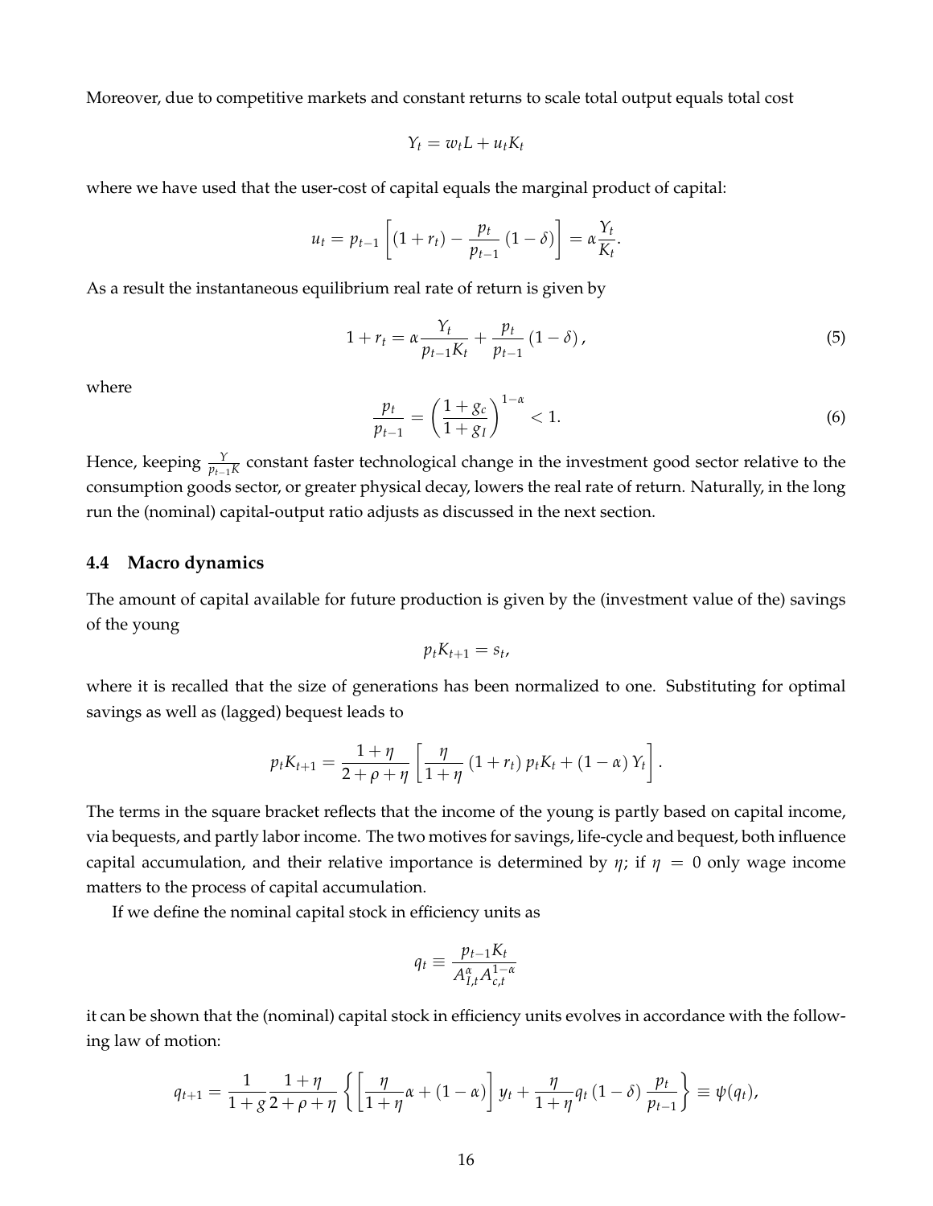Moreover, due to competitive markets and constant returns to scale total output equals total cost

$$Y_t = w_t L + u_t K_t$$

where we have used that the user-cost of capital equals the marginal product of capital:

$$u_t = p_{t-1}\left[(1+r_t) - \frac{p_t}{p_{t-1}}(1-\delta)\right] = \alpha \frac{Y_t}{K_t}.$$

As a result the instantaneous equilibrium real rate of return is given by

$$1 + r_t = \alpha \frac{Y_t}{p_{t-1}K_t} + \frac{p_t}{p_{t-1}}(1-\delta), \tag{5}$$

where

$$\frac{p_t}{p_{t-1}} = \left(\frac{1+g_c}{1+g_I}\right)^{1-\alpha} < 1. \tag{6}$$

Hence, keeping $\frac{Y}{p_{t-1}K}$ constant faster technological change in the investment good sector relative to the consumption goods sector, or greater physical decay, lowers the real rate of return. Naturally, in the long run the (nominal) capital-output ratio adjusts as discussed in the next section.

### 4.4 Macro dynamics

The amount of capital available for future production is given by the (investment value of the) savings of the young

$$p_t K_{t+1} = s_t,$$

where it is recalled that the size of generations has been normalized to one. Substituting for optimal savings as well as (lagged) bequest leads to

$$p_t K_{t+1} = \frac{1+\eta}{2+\rho+\eta}\left[\frac{\eta}{1+\eta}(1+r_t)p_t K_t + (1-\alpha)Y_t\right].$$

The terms in the square bracket reflects that the income of the young is partly based on capital income, via bequests, and partly labor income. The two motives for savings, life-cycle and bequest, both influence capital accumulation, and their relative importance is determined by $\eta$; if $\eta = 0$ only wage income matters to the process of capital accumulation.

If we define the nominal capital stock in efficiency units as

$$q_t \equiv \frac{p_{t-1}K_t}{A_{I,t}^{\alpha}A_{c,t}^{1-\alpha}}$$

it can be shown that the (nominal) capital stock in efficiency units evolves in accordance with the following law of motion:

$$q_{t+1} = \frac{1}{1+g}\frac{1+\eta}{2+\rho+\eta}\left\{\left[\frac{\eta}{1+\eta}\alpha + (1-\alpha)\right]y_t + \frac{\eta}{1+\eta}q_t(1-\delta)\frac{p_t}{p_{t-1}}\right\} \equiv \psi(q_t),$$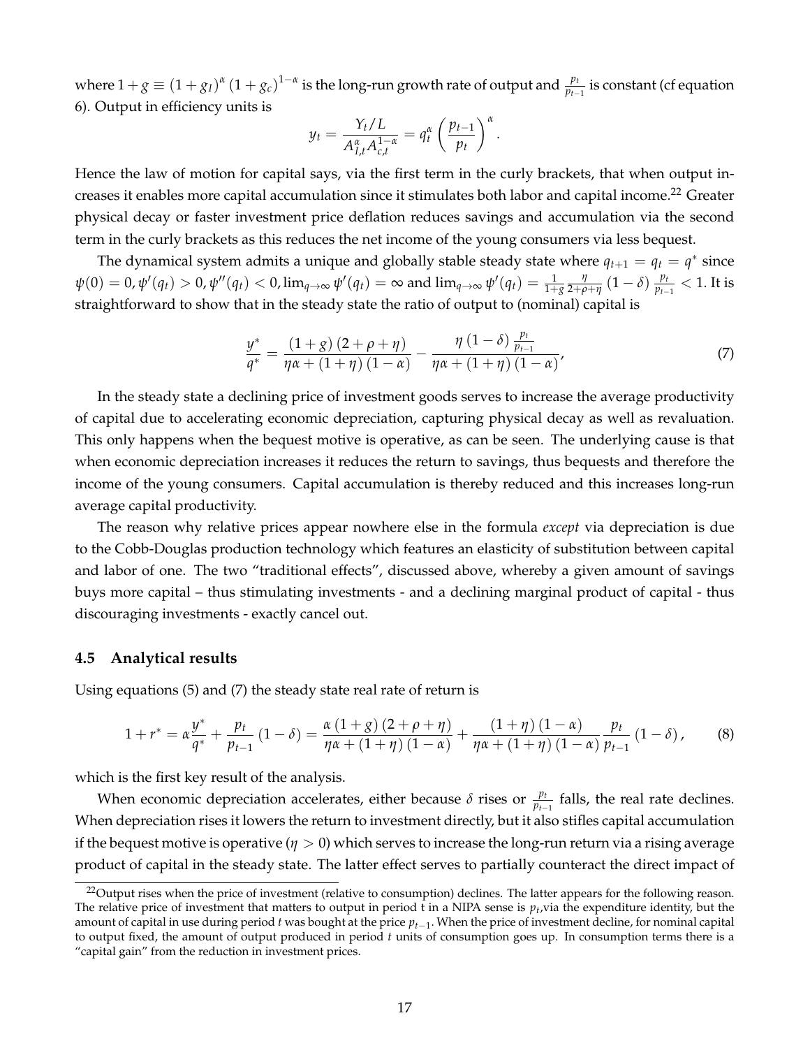where $1 + g \equiv (1 + g_I)^{\alpha} (1 + g_c)^{1-\alpha}$ is the long-run growth rate of output and $\frac{p_t}{p_{t-1}}$ is constant (cf equation 6). Output in efficiency units is

$$y_t = \frac{Y_t/L}{A_{I,t}^{\alpha} A_{c,t}^{1-\alpha}} = q_t^{\alpha} \left( \frac{p_{t-1}}{p_t} \right)^{\alpha}.$$

Hence the law of motion for capital says, via the first term in the curly brackets, that when output increases it enables more capital accumulation since it stimulates both labor and capital income.[22] Greater physical decay or faster investment price deflation reduces savings and accumulation via the second term in the curly brackets as this reduces the net income of the young consumers via less bequest.

The dynamical system admits a unique and globally stable steady state where $q_{t+1} = q_t = q^*$ since $\psi(0) = 0, \psi'(q_t) > 0, \psi''(q_t) < 0, \lim_{q \to \infty} \psi'(q_t) = \infty$ and $\lim_{q \to \infty} \psi'(q_t) = \frac{1}{1+g} \frac{\eta}{2+\rho+\eta} (1 - \delta) \frac{p_t}{p_{t-1}} < 1$. It is straightforward to show that in the steady state the ratio of output to (nominal) capital is

$$\frac{y^*}{q^*} = \frac{(1+g)(2+\rho+\eta)}{\eta\alpha + (1+\eta)(1-\alpha)} - \frac{\eta(1-\delta)\frac{p_t}{p_{t-1}}}{\eta\alpha + (1+\eta)(1-\alpha)}, \tag{7}$$

In the steady state a declining price of investment goods serves to increase the average productivity of capital due to accelerating economic depreciation, capturing physical decay as well as revaluation. This only happens when the bequest motive is operative, as can be seen. The underlying cause is that when economic depreciation increases it reduces the return to savings, thus bequests and therefore the income of the young consumers. Capital accumulation is thereby reduced and this increases long-run average capital productivity.

The reason why relative prices appear nowhere else in the formula *except* via depreciation is due to the Cobb-Douglas production technology which features an elasticity of substitution between capital and labor of one. The two "traditional effects", discussed above, whereby a given amount of savings buys more capital – thus stimulating investments - and a declining marginal product of capital - thus discouraging investments - exactly cancel out.

### 4.5 Analytical results

Using equations (5) and (7) the steady state real rate of return is

$$1 + r^* = \alpha \frac{y^*}{q^*} + \frac{p_t}{p_{t-1}} (1 - \delta) = \frac{\alpha (1+g)(2+\rho+\eta)}{\eta\alpha + (1+\eta)(1-\alpha)} + \frac{(1+\eta)(1-\alpha)}{\eta\alpha + (1+\eta)(1-\alpha)} \frac{p_t}{p_{t-1}} (1 - \delta), \tag{8}$$

which is the first key result of the analysis.

When economic depreciation accelerates, either because $\delta$ rises or $\frac{p_t}{p_{t-1}}$ falls, the real rate declines. When depreciation rises it lowers the return to investment directly, but it also stifles capital accumulation if the bequest motive is operative ($\eta > 0$) which serves to increase the long-run return via a rising average product of capital in the steady state. The latter effect serves to partially counteract the direct impact of

[22] Output rises when the price of investment (relative to consumption) declines. The latter appears for the following reason. The relative price of investment that matters to output in period t in a NIPA sense is $p_t$, via the expenditure identity, but the amount of capital in use during period $t$ was bought at the price $p_{t-1}$. When the price of investment decline, for nominal capital to output fixed, the amount of output produced in period $t$ units of consumption goes up. In consumption terms there is a "capital gain" from the reduction in investment prices.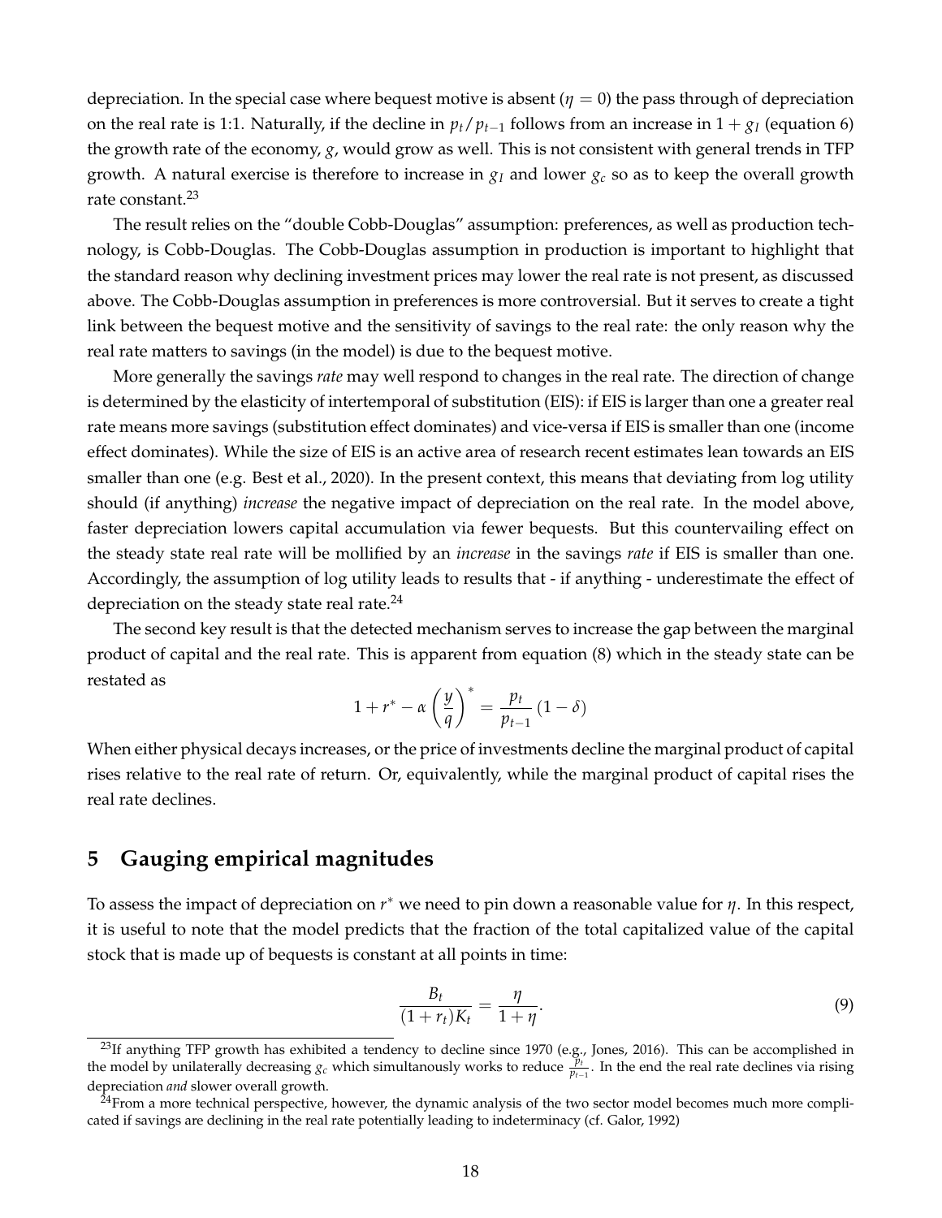depreciation. In the special case where bequest motive is absent ($\eta = 0$) the pass through of depreciation on the real rate is 1:1. Naturally, if the decline in $p_t / p_{t-1}$ follows from an increase in $1 + g_I$ (equation 6) the growth rate of the economy, $g$, would grow as well. This is not consistent with general trends in TFP growth. A natural exercise is therefore to increase in $g_I$ and lower $g_c$ so as to keep the overall growth rate constant.[23]

The result relies on the "double Cobb-Douglas" assumption: preferences, as well as production technology, is Cobb-Douglas. The Cobb-Douglas assumption in production is important to highlight that the standard reason why declining investment prices may lower the real rate is not present, as discussed above. The Cobb-Douglas assumption in preferences is more controversial. But it serves to create a tight link between the bequest motive and the sensitivity of savings to the real rate: the only reason why the real rate matters to savings (in the model) is due to the bequest motive.

More generally the savings *rate* may well respond to changes in the real rate. The direction of change is determined by the elasticity of intertemporal of substitution (EIS): if EIS is larger than one a greater real rate means more savings (substitution effect dominates) and vice-versa if EIS is smaller than one (income effect dominates). While the size of EIS is an active area of research recent estimates lean towards an EIS smaller than one (e.g. Best et al., 2020). In the present context, this means that deviating from log utility should (if anything) *increase* the negative impact of depreciation on the real rate. In the model above, faster depreciation lowers capital accumulation via fewer bequests. But this countervailing effect on the steady state real rate will be mollified by an *increase* in the savings *rate* if EIS is smaller than one. Accordingly, the assumption of log utility leads to results that - if anything - underestimate the effect of depreciation on the steady state real rate.[24]

The second key result is that the detected mechanism serves to increase the gap between the marginal product of capital and the real rate. This is apparent from equation (8) which in the steady state can be restated as

$$1 + r^* - \alpha \left( \frac{y}{q} \right)^* = \frac{p_t}{p_{t-1}} (1 - \delta)$$

When either physical decays increases, or the price of investments decline the marginal product of capital rises relative to the real rate of return. Or, equivalently, while the marginal product of capital rises the real rate declines.

## 5 Gauging empirical magnitudes

To assess the impact of depreciation on $r^*$ we need to pin down a reasonable value for $\eta$. In this respect, it is useful to note that the model predicts that the fraction of the total capitalized value of the capital stock that is made up of bequests is constant at all points in time:

$$\frac{B_t}{(1 + r_t) K_t} = \frac{\eta}{1 + \eta}. \tag{9}$$

[23] If anything TFP growth has exhibited a tendency to decline since 1970 (e.g., Jones, 2016). This can be accomplished in the model by unilaterally decreasing $g_c$ which simultanously works to reduce $\frac{p_t}{p_{t-1}}$. In the end the real rate declines via rising depreciation *and* slower overall growth.

[24] From a more technical perspective, however, the dynamic analysis of the two sector model becomes much more complicated if savings are declining in the real rate potentially leading to indeterminacy (cf. Galor, 1992)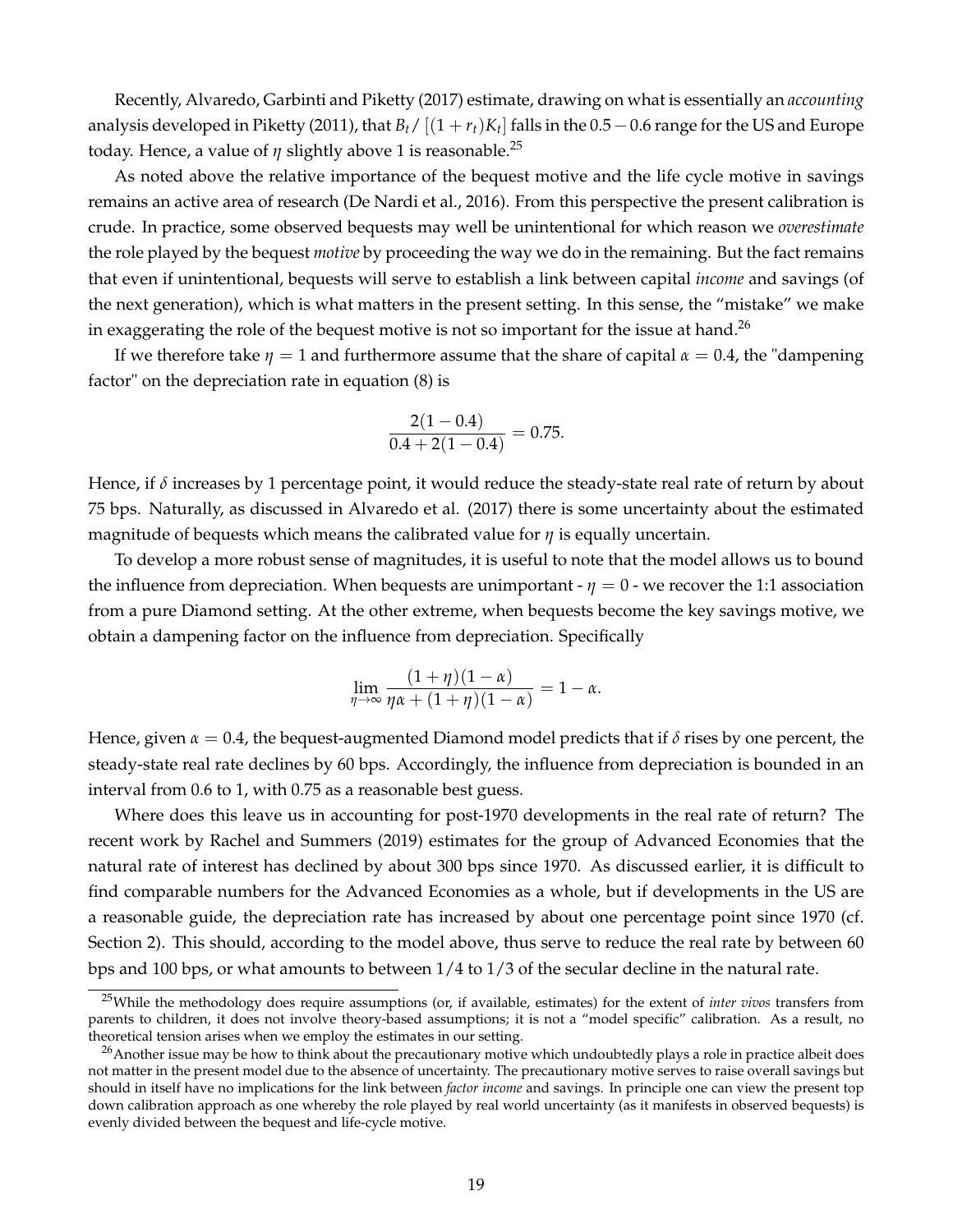Recently, Alvaredo, Garbinti and Piketty (2017) estimate, drawing on what is essentially an *accounting* analysis developed in Piketty (2011), that $B_t / [(1 + r_t)K_t]$ falls in the $0.5 - 0.6$ range for the US and Europe today. Hence, a value of $\eta$ slightly above 1 is reasonable.[25]

As noted above the relative importance of the bequest motive and the life cycle motive in savings remains an active area of research (De Nardi et al., 2016). From this perspective the present calibration is crude. In practice, some observed bequests may well be unintentional for which reason we *overestimate* the role played by the bequest *motive* by proceeding the way we do in the remaining. But the fact remains that even if unintentional, bequests will serve to establish a link between capital *income* and savings (of the next generation), which is what matters in the present setting. In this sense, the "mistake" we make in exaggerating the role of the bequest motive is not so important for the issue at hand.[26]

If we therefore take $\eta = 1$ and furthermore assume that the share of capital $\alpha = 0.4$, the "dampening factor" on the depreciation rate in equation (8) is

$$\frac{2(1 - 0.4)}{0.4 + 2(1 - 0.4)} = 0.75.$$

Hence, if $\delta$ increases by 1 percentage point, it would reduce the steady-state real rate of return by about 75 bps. Naturally, as discussed in Alvaredo et al. (2017) there is some uncertainty about the estimated magnitude of bequests which means the calibrated value for $\eta$ is equally uncertain.

To develop a more robust sense of magnitudes, it is useful to note that the model allows us to bound the influence from depreciation. When bequests are unimportant - $\eta = 0$ - we recover the 1:1 association from a pure Diamond setting. At the other extreme, when bequests become the key savings motive, we obtain a dampening factor on the influence from depreciation. Specifically

$$\lim_{\eta \to \infty} \frac{(1 + \eta)(1 - \alpha)}{\eta\alpha + (1 + \eta)(1 - \alpha)} = 1 - \alpha.$$

Hence, given $\alpha = 0.4$, the bequest-augmented Diamond model predicts that if $\delta$ rises by one percent, the steady-state real rate declines by 60 bps. Accordingly, the influence from depreciation is bounded in an interval from 0.6 to 1, with 0.75 as a reasonable best guess.

Where does this leave us in accounting for post-1970 developments in the real rate of return? The recent work by Rachel and Summers (2019) estimates for the group of Advanced Economies that the natural rate of interest has declined by about 300 bps since 1970. As discussed earlier, it is difficult to find comparable numbers for the Advanced Economies as a whole, but if developments in the US are a reasonable guide, the depreciation rate has increased by about one percentage point since 1970 (cf. Section 2). This should, according to the model above, thus serve to reduce the real rate by between 60 bps and 100 bps, or what amounts to between 1/4 to 1/3 of the secular decline in the natural rate.

[25] While the methodology does require assumptions (or, if available, estimates) for the extent of *inter vivos* transfers from parents to children, it does not involve theory-based assumptions; it is not a "model specific" calibration. As a result, no theoretical tension arises when we employ the estimates in our setting.

[26] Another issue may be how to think about the precautionary motive which undoubtedly plays a role in practice albeit does not matter in the present model due to the absence of uncertainty. The precautionary motive serves to raise overall savings but should in itself have no implications for the link between *factor income* and savings. In principle one can view the present top down calibration approach as one whereby the role played by real world uncertainty (as it manifests in observed bequests) is evenly divided between the bequest and life-cycle motive.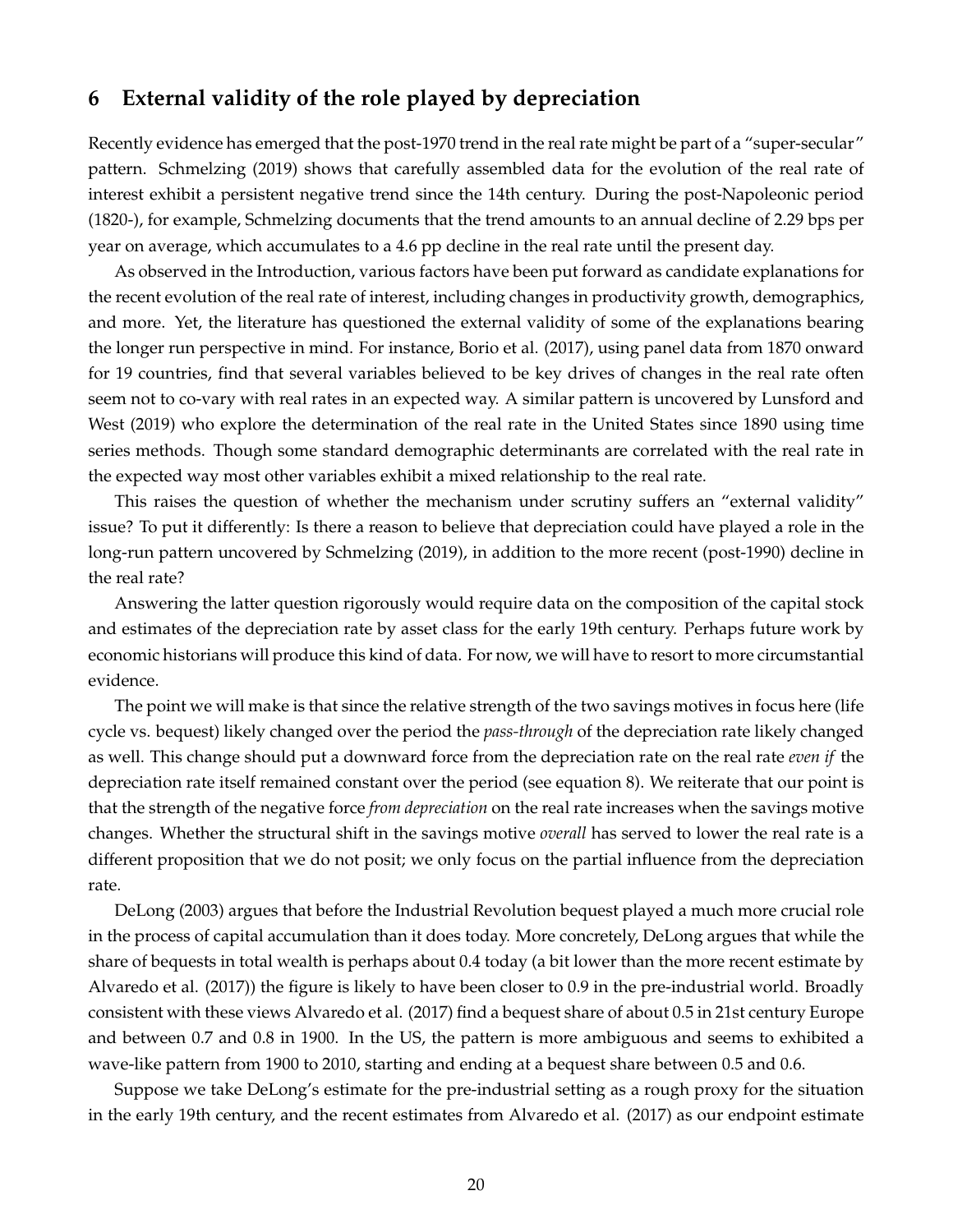## 6 External validity of the role played by depreciation

Recently evidence has emerged that the post-1970 trend in the real rate might be part of a "super-secular" pattern. Schmelzing (2019) shows that carefully assembled data for the evolution of the real rate of interest exhibit a persistent negative trend since the 14th century. During the post-Napoleonic period (1820-), for example, Schmelzing documents that the trend amounts to an annual decline of 2.29 bps per year on average, which accumulates to a 4.6 pp decline in the real rate until the present day.

As observed in the Introduction, various factors have been put forward as candidate explanations for the recent evolution of the real rate of interest, including changes in productivity growth, demographics, and more. Yet, the literature has questioned the external validity of some of the explanations bearing the longer run perspective in mind. For instance, Borio et al. (2017), using panel data from 1870 onward for 19 countries, find that several variables believed to be key drives of changes in the real rate often seem not to co-vary with real rates in an expected way. A similar pattern is uncovered by Lunsford and West (2019) who explore the determination of the real rate in the United States since 1890 using time series methods. Though some standard demographic determinants are correlated with the real rate in the expected way most other variables exhibit a mixed relationship to the real rate.

This raises the question of whether the mechanism under scrutiny suffers an "external validity" issue? To put it differently: Is there a reason to believe that depreciation could have played a role in the long-run pattern uncovered by Schmelzing (2019), in addition to the more recent (post-1990) decline in the real rate?

Answering the latter question rigorously would require data on the composition of the capital stock and estimates of the depreciation rate by asset class for the early 19th century. Perhaps future work by economic historians will produce this kind of data. For now, we will have to resort to more circumstantial evidence.

The point we will make is that since the relative strength of the two savings motives in focus here (life cycle vs. bequest) likely changed over the period the *pass-through* of the depreciation rate likely changed as well. This change should put a downward force from the depreciation rate on the real rate *even if* the depreciation rate itself remained constant over the period (see equation 8). We reiterate that our point is that the strength of the negative force *from depreciation* on the real rate increases when the savings motive changes. Whether the structural shift in the savings motive *overall* has served to lower the real rate is a different proposition that we do not posit; we only focus on the partial influence from the depreciation rate.

DeLong (2003) argues that before the Industrial Revolution bequest played a much more crucial role in the process of capital accumulation than it does today. More concretely, DeLong argues that while the share of bequests in total wealth is perhaps about 0.4 today (a bit lower than the more recent estimate by Alvaredo et al. (2017)) the figure is likely to have been closer to 0.9 in the pre-industrial world. Broadly consistent with these views Alvaredo et al. (2017) find a bequest share of about 0.5 in 21st century Europe and between 0.7 and 0.8 in 1900. In the US, the pattern is more ambiguous and seems to exhibited a wave-like pattern from 1900 to 2010, starting and ending at a bequest share between 0.5 and 0.6.

Suppose we take DeLong's estimate for the pre-industrial setting as a rough proxy for the situation in the early 19th century, and the recent estimates from Alvaredo et al. (2017) as our endpoint estimate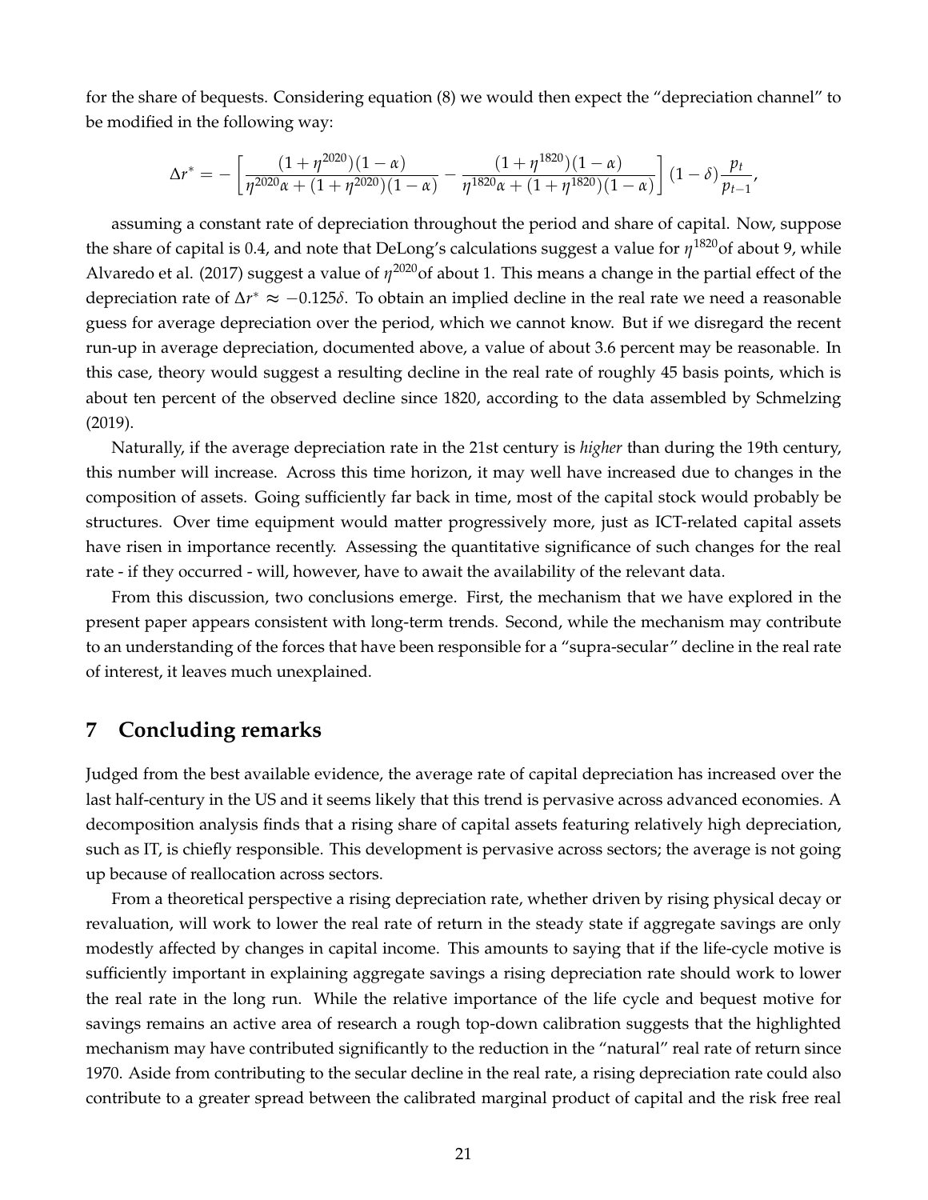for the share of bequests. Considering equation (8) we would then expect the "depreciation channel" to be modified in the following way:

$$\Delta r^* = -\left[\frac{(1+\eta^{2020})(1-\alpha)}{\eta^{2020}\alpha + (1+\eta^{2020})(1-\alpha)} - \frac{(1+\eta^{1820})(1-\alpha)}{\eta^{1820}\alpha + (1+\eta^{1820})(1-\alpha)}\right](1-\delta)\frac{p_t}{p_{t-1}},$$

assuming a constant rate of depreciation throughout the period and share of capital. Now, suppose the share of capital is 0.4, and note that DeLong's calculations suggest a value for $\eta^{1820}$ of about 9, while Alvaredo et al. (2017) suggest a value of $\eta^{2020}$ of about 1. This means a change in the partial effect of the depreciation rate of $\Delta r^* \approx -0.125\delta$. To obtain an implied decline in the real rate we need a reasonable guess for average depreciation over the period, which we cannot know. But if we disregard the recent run-up in average depreciation, documented above, a value of about 3.6 percent may be reasonable. In this case, theory would suggest a resulting decline in the real rate of roughly 45 basis points, which is about ten percent of the observed decline since 1820, according to the data assembled by Schmelzing (2019).

Naturally, if the average depreciation rate in the 21st century is *higher* than during the 19th century, this number will increase. Across this time horizon, it may well have increased due to changes in the composition of assets. Going sufficiently far back in time, most of the capital stock would probably be structures. Over time equipment would matter progressively more, just as ICT-related capital assets have risen in importance recently. Assessing the quantitative significance of such changes for the real rate - if they occurred - will, however, have to await the availability of the relevant data.

From this discussion, two conclusions emerge. First, the mechanism that we have explored in the present paper appears consistent with long-term trends. Second, while the mechanism may contribute to an understanding of the forces that have been responsible for a "supra-secular" decline in the real rate of interest, it leaves much unexplained.

## 7 Concluding remarks

Judged from the best available evidence, the average rate of capital depreciation has increased over the last half-century in the US and it seems likely that this trend is pervasive across advanced economies. A decomposition analysis finds that a rising share of capital assets featuring relatively high depreciation, such as IT, is chiefly responsible. This development is pervasive across sectors; the average is not going up because of reallocation across sectors.

From a theoretical perspective a rising depreciation rate, whether driven by rising physical decay or revaluation, will work to lower the real rate of return in the steady state if aggregate savings are only modestly affected by changes in capital income. This amounts to saying that if the life-cycle motive is sufficiently important in explaining aggregate savings a rising depreciation rate should work to lower the real rate in the long run. While the relative importance of the life cycle and bequest motive for savings remains an active area of research a rough top-down calibration suggests that the highlighted mechanism may have contributed significantly to the reduction in the "natural" real rate of return since 1970. Aside from contributing to the secular decline in the real rate, a rising depreciation rate could also contribute to a greater spread between the calibrated marginal product of capital and the risk free real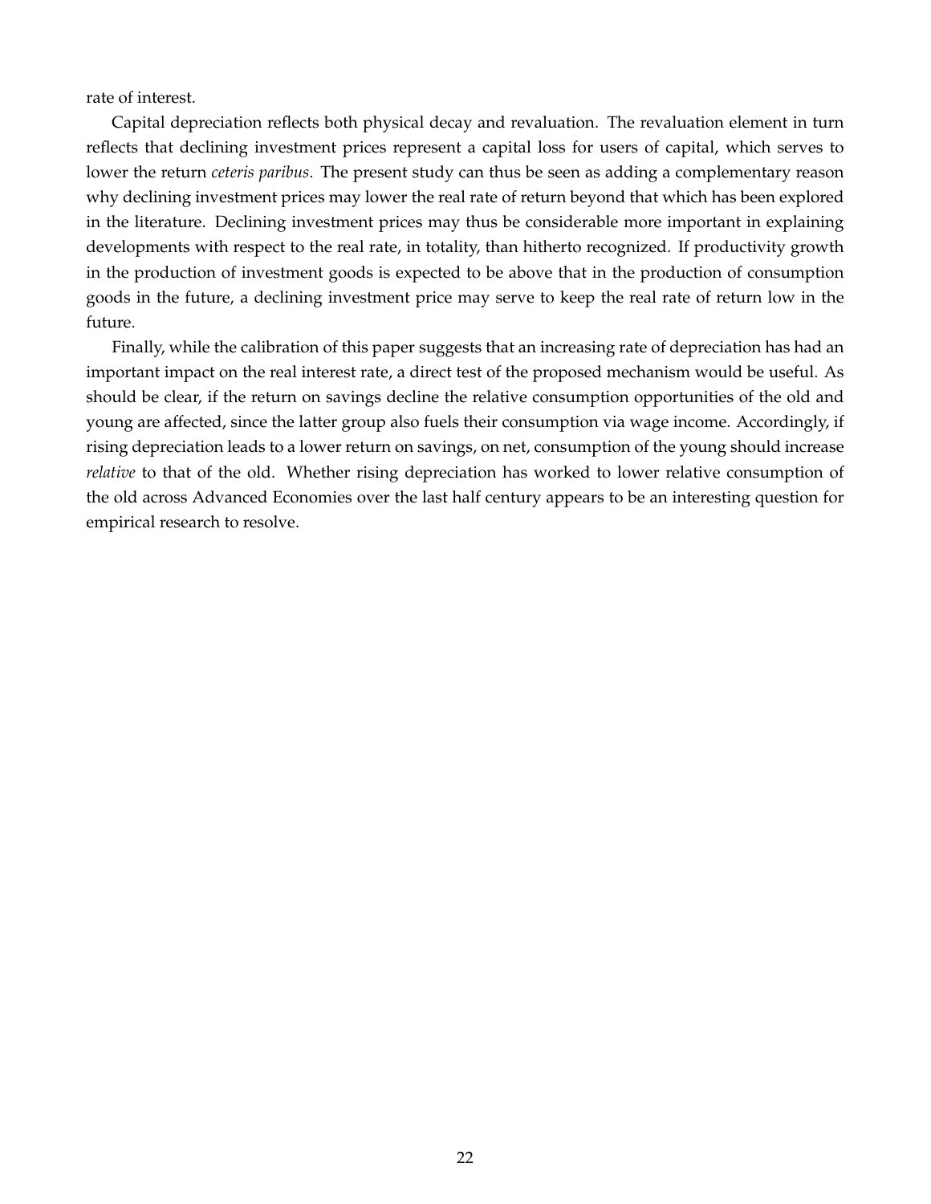rate of interest.

Capital depreciation reflects both physical decay and revaluation. The revaluation element in turn reflects that declining investment prices represent a capital loss for users of capital, which serves to lower the return *ceteris paribus*. The present study can thus be seen as adding a complementary reason why declining investment prices may lower the real rate of return beyond that which has been explored in the literature. Declining investment prices may thus be considerable more important in explaining developments with respect to the real rate, in totality, than hitherto recognized. If productivity growth in the production of investment goods is expected to be above that in the production of consumption goods in the future, a declining investment price may serve to keep the real rate of return low in the future.

Finally, while the calibration of this paper suggests that an increasing rate of depreciation has had an important impact on the real interest rate, a direct test of the proposed mechanism would be useful. As should be clear, if the return on savings decline the relative consumption opportunities of the old and young are affected, since the latter group also fuels their consumption via wage income. Accordingly, if rising depreciation leads to a lower return on savings, on net, consumption of the young should increase *relative* to that of the old. Whether rising depreciation has worked to lower relative consumption of the old across Advanced Economies over the last half century appears to be an interesting question for empirical research to resolve.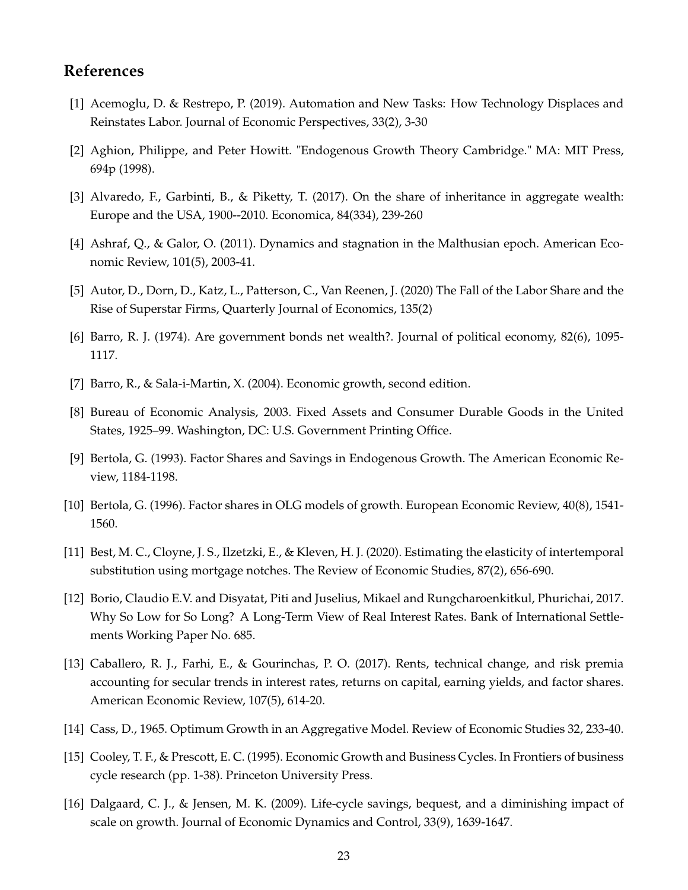## References

[1] Acemoglu, D. & Restrepo, P. (2019). Automation and New Tasks: How Technology Displaces and Reinstates Labor. Journal of Economic Perspectives, 33(2), 3-30

[2] Aghion, Philippe, and Peter Howitt. "Endogenous Growth Theory Cambridge." MA: MIT Press, 694p (1998).

[3] Alvaredo, F., Garbinti, B., & Piketty, T. (2017). On the share of inheritance in aggregate wealth: Europe and the USA, 1900--2010. Economica, 84(334), 239-260

[4] Ashraf, Q., & Galor, O. (2011). Dynamics and stagnation in the Malthusian epoch. American Economic Review, 101(5), 2003-41.

[5] Autor, D., Dorn, D., Katz, L., Patterson, C., Van Reenen, J. (2020) The Fall of the Labor Share and the Rise of Superstar Firms, Quarterly Journal of Economics, 135(2)

[6] Barro, R. J. (1974). Are government bonds net wealth?. Journal of political economy, 82(6), 1095-1117.

[7] Barro, R., & Sala-i-Martin, X. (2004). Economic growth, second edition.

[8] Bureau of Economic Analysis, 2003. Fixed Assets and Consumer Durable Goods in the United States, 1925–99. Washington, DC: U.S. Government Printing Office.

[9] Bertola, G. (1993). Factor Shares and Savings in Endogenous Growth. The American Economic Review, 1184-1198.

[10] Bertola, G. (1996). Factor shares in OLG models of growth. European Economic Review, 40(8), 1541-1560.

[11] Best, M. C., Cloyne, J. S., Ilzetzki, E., & Kleven, H. J. (2020). Estimating the elasticity of intertemporal substitution using mortgage notches. The Review of Economic Studies, 87(2), 656-690.

[12] Borio, Claudio E.V. and Disyatat, Piti and Juselius, Mikael and Rungcharoenkitkul, Phurichai, 2017. Why So Low for So Long? A Long-Term View of Real Interest Rates. Bank of International Settlements Working Paper No. 685.

[13] Caballero, R. J., Farhi, E., & Gourinchas, P. O. (2017). Rents, technical change, and risk premia accounting for secular trends in interest rates, returns on capital, earning yields, and factor shares. American Economic Review, 107(5), 614-20.

[14] Cass, D., 1965. Optimum Growth in an Aggregative Model. Review of Economic Studies 32, 233-40.

[15] Cooley, T. F., & Prescott, E. C. (1995). Economic Growth and Business Cycles. In Frontiers of business cycle research (pp. 1-38). Princeton University Press.

[16] Dalgaard, C. J., & Jensen, M. K. (2009). Life-cycle savings, bequest, and a diminishing impact of scale on growth. Journal of Economic Dynamics and Control, 33(9), 1639-1647.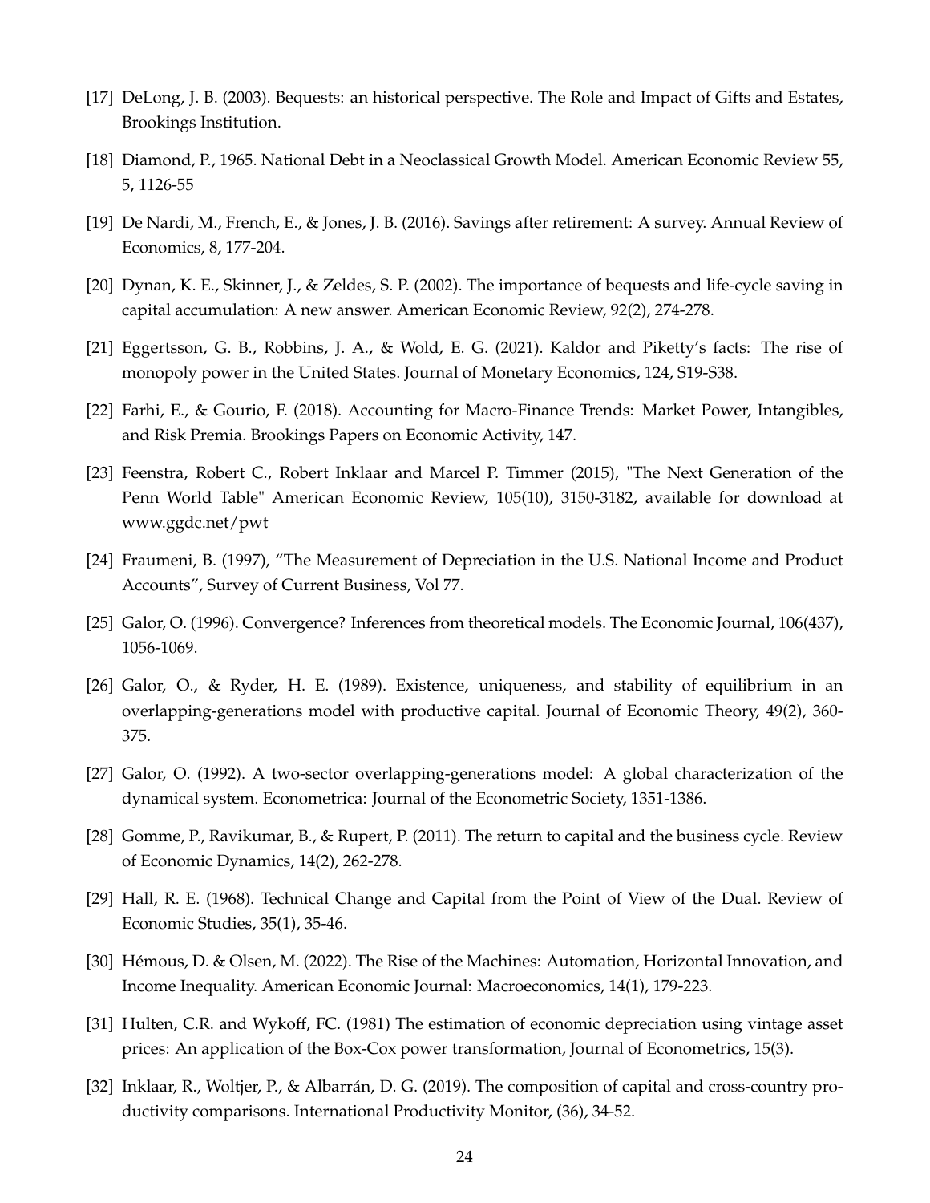[17] DeLong, J. B. (2003). Bequests: an historical perspective. The Role and Impact of Gifts and Estates, Brookings Institution.

[18] Diamond, P., 1965. National Debt in a Neoclassical Growth Model. American Economic Review 55, 5, 1126-55

[19] De Nardi, M., French, E., & Jones, J. B. (2016). Savings after retirement: A survey. Annual Review of Economics, 8, 177-204.

[20] Dynan, K. E., Skinner, J., & Zeldes, S. P. (2002). The importance of bequests and life-cycle saving in capital accumulation: A new answer. American Economic Review, 92(2), 274-278.

[21] Eggertsson, G. B., Robbins, J. A., & Wold, E. G. (2021). Kaldor and Piketty's facts: The rise of monopoly power in the United States. Journal of Monetary Economics, 124, S19-S38.

[22] Farhi, E., & Gourio, F. (2018). Accounting for Macro-Finance Trends: Market Power, Intangibles, and Risk Premia. Brookings Papers on Economic Activity, 147.

[23] Feenstra, Robert C., Robert Inklaar and Marcel P. Timmer (2015), "The Next Generation of the Penn World Table" American Economic Review, 105(10), 3150-3182, available for download at www.ggdc.net/pwt

[24] Fraumeni, B. (1997), "The Measurement of Depreciation in the U.S. National Income and Product Accounts", Survey of Current Business, Vol 77.

[25] Galor, O. (1996). Convergence? Inferences from theoretical models. The Economic Journal, 106(437), 1056-1069.

[26] Galor, O., & Ryder, H. E. (1989). Existence, uniqueness, and stability of equilibrium in an overlapping-generations model with productive capital. Journal of Economic Theory, 49(2), 360-375.

[27] Galor, O. (1992). A two-sector overlapping-generations model: A global characterization of the dynamical system. Econometrica: Journal of the Econometric Society, 1351-1386.

[28] Gomme, P., Ravikumar, B., & Rupert, P. (2011). The return to capital and the business cycle. Review of Economic Dynamics, 14(2), 262-278.

[29] Hall, R. E. (1968). Technical Change and Capital from the Point of View of the Dual. Review of Economic Studies, 35(1), 35-46.

[30] Hémous, D. & Olsen, M. (2022). The Rise of the Machines: Automation, Horizontal Innovation, and Income Inequality. American Economic Journal: Macroeconomics, 14(1), 179-223.

[31] Hulten, C.R. and Wykoff, FC. (1981) The estimation of economic depreciation using vintage asset prices: An application of the Box-Cox power transformation, Journal of Econometrics, 15(3).

[32] Inklaar, R., Woltjer, P., & Albarrán, D. G. (2019). The composition of capital and cross-country productivity comparisons. International Productivity Monitor, (36), 34-52.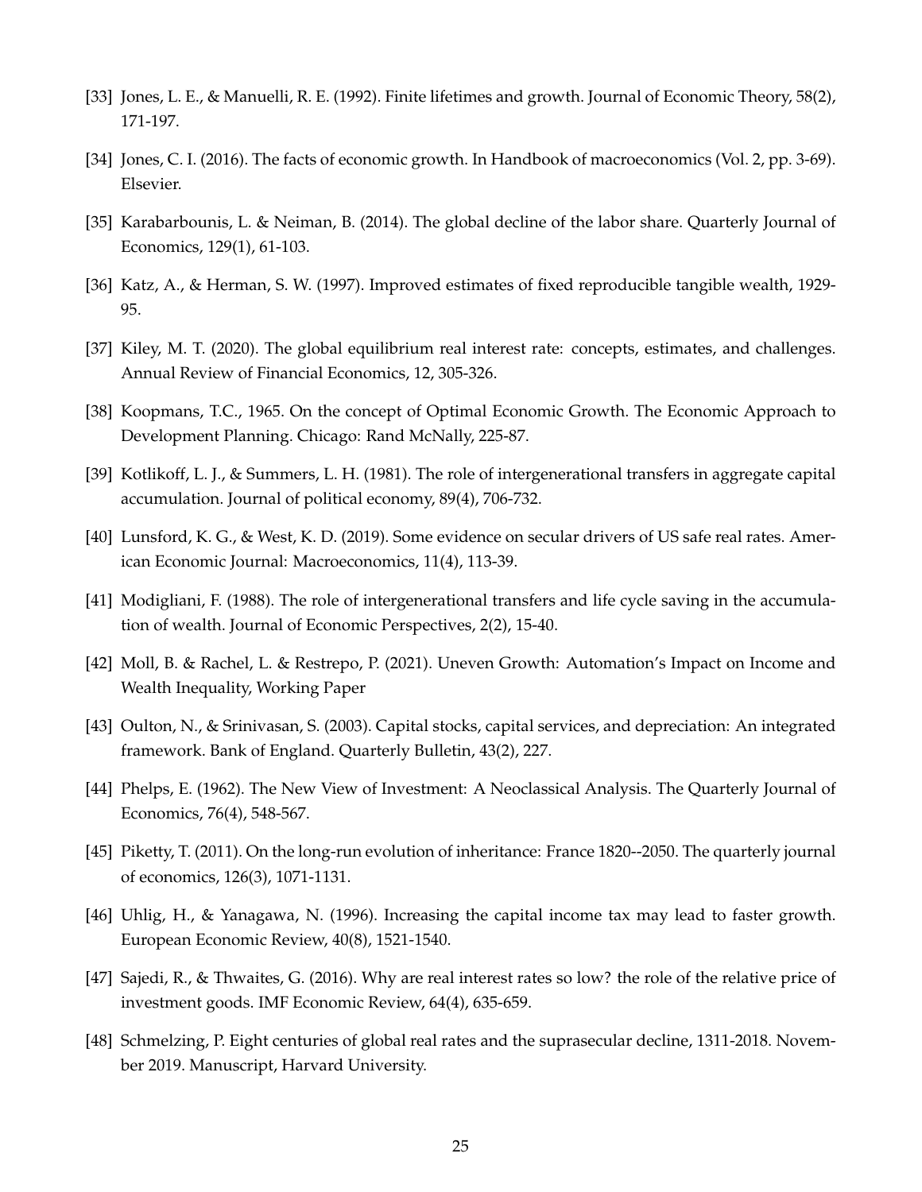[33] Jones, L. E., & Manuelli, R. E. (1992). Finite lifetimes and growth. Journal of Economic Theory, 58(2), 171-197.

[34] Jones, C. I. (2016). The facts of economic growth. In Handbook of macroeconomics (Vol. 2, pp. 3-69). Elsevier.

[35] Karabarbounis, L. & Neiman, B. (2014). The global decline of the labor share. Quarterly Journal of Economics, 129(1), 61-103.

[36] Katz, A., & Herman, S. W. (1997). Improved estimates of fixed reproducible tangible wealth, 1929-95.

[37] Kiley, M. T. (2020). The global equilibrium real interest rate: concepts, estimates, and challenges. Annual Review of Financial Economics, 12, 305-326.

[38] Koopmans, T.C., 1965. On the concept of Optimal Economic Growth. The Economic Approach to Development Planning. Chicago: Rand McNally, 225-87.

[39] Kotlikoff, L. J., & Summers, L. H. (1981). The role of intergenerational transfers in aggregate capital accumulation. Journal of political economy, 89(4), 706-732.

[40] Lunsford, K. G., & West, K. D. (2019). Some evidence on secular drivers of US safe real rates. American Economic Journal: Macroeconomics, 11(4), 113-39.

[41] Modigliani, F. (1988). The role of intergenerational transfers and life cycle saving in the accumulation of wealth. Journal of Economic Perspectives, 2(2), 15-40.

[42] Moll, B. & Rachel, L. & Restrepo, P. (2021). Uneven Growth: Automation's Impact on Income and Wealth Inequality, Working Paper

[43] Oulton, N., & Srinivasan, S. (2003). Capital stocks, capital services, and depreciation: An integrated framework. Bank of England. Quarterly Bulletin, 43(2), 227.

[44] Phelps, E. (1962). The New View of Investment: A Neoclassical Analysis. The Quarterly Journal of Economics, 76(4), 548-567.

[45] Piketty, T. (2011). On the long-run evolution of inheritance: France 1820--2050. The quarterly journal of economics, 126(3), 1071-1131.

[46] Uhlig, H., & Yanagawa, N. (1996). Increasing the capital income tax may lead to faster growth. European Economic Review, 40(8), 1521-1540.

[47] Sajedi, R., & Thwaites, G. (2016). Why are real interest rates so low? the role of the relative price of investment goods. IMF Economic Review, 64(4), 635-659.

[48] Schmelzing, P. Eight centuries of global real rates and the suprasecular decline, 1311-2018. November 2019. Manuscript, Harvard University.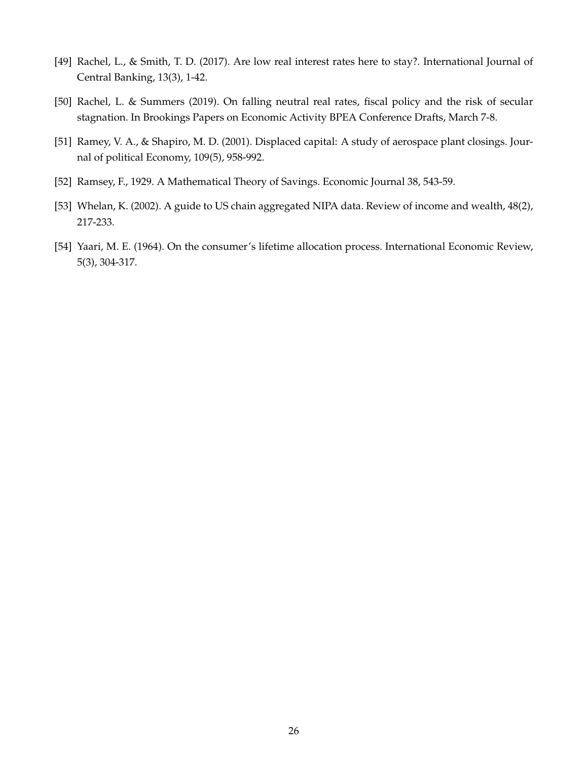[49] Rachel, L., & Smith, T. D. (2017). Are low real interest rates here to stay?. International Journal of Central Banking, 13(3), 1-42.

[50] Rachel, L. & Summers (2019). On falling neutral real rates, fiscal policy and the risk of secular stagnation. In Brookings Papers on Economic Activity BPEA Conference Drafts, March 7-8.

[51] Ramey, V. A., & Shapiro, M. D. (2001). Displaced capital: A study of aerospace plant closings. Journal of political Economy, 109(5), 958-992.

[52] Ramsey, F., 1929. A Mathematical Theory of Savings. Economic Journal 38, 543-59.

[53] Whelan, K. (2002). A guide to US chain aggregated NIPA data. Review of income and wealth, 48(2), 217-233.

[54] Yaari, M. E. (1964). On the consumer's lifetime allocation process. International Economic Review, 5(3), 304-317.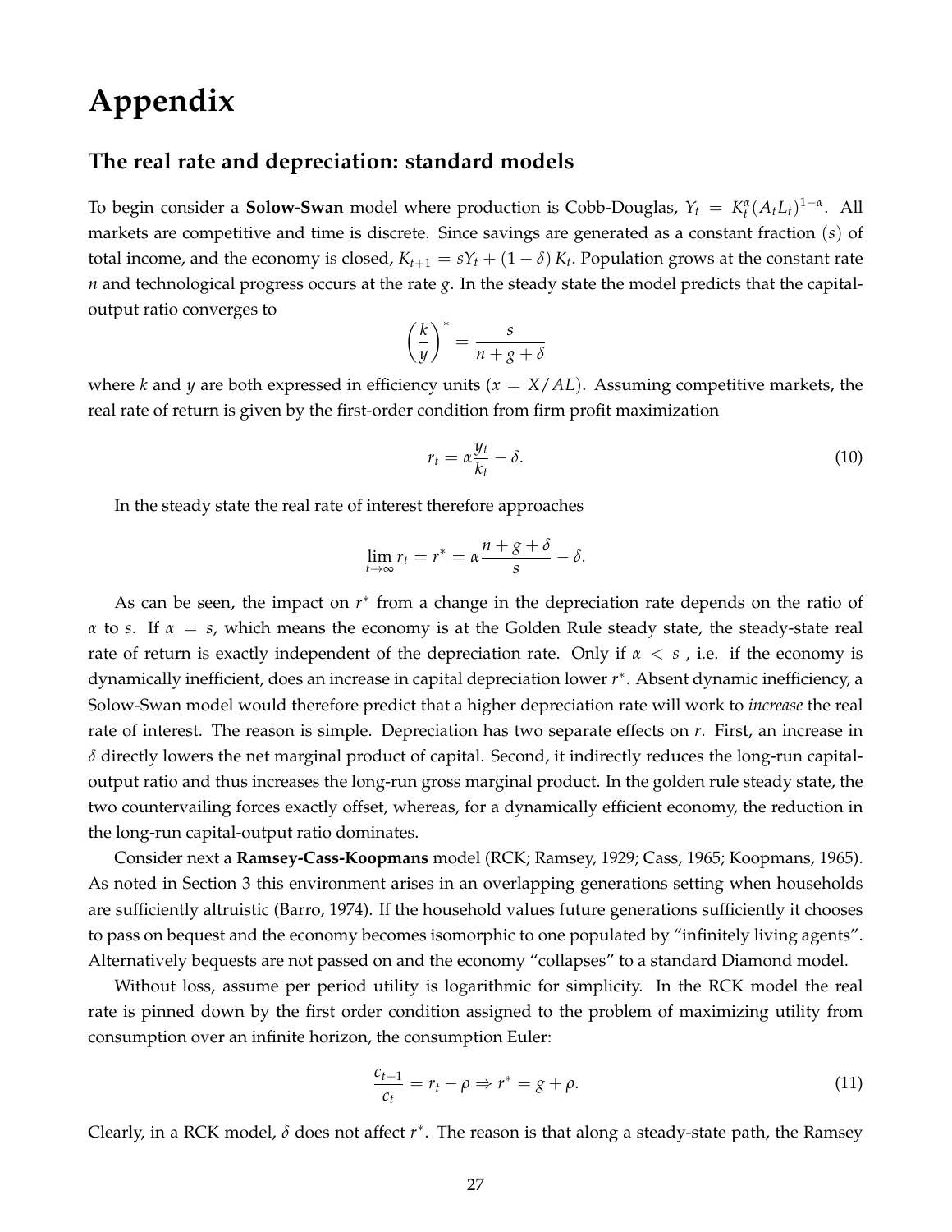# Appendix

## The real rate and depreciation: standard models

To begin consider a **Solow-Swan** model where production is Cobb-Douglas, $Y_t = K_t^{\alpha}(A_t L_t)^{1-\alpha}$. All markets are competitive and time is discrete. Since savings are generated as a constant fraction $(s)$ of total income, and the economy is closed, $K_{t+1} = sY_t + (1-\delta) K_t$. Population grows at the constant rate $n$ and technological progress occurs at the rate $g$. In the steady state the model predicts that the capital-output ratio converges to

$$\left(\frac{k}{y}\right)^* = \frac{s}{n+g+\delta}$$

where $k$ and $y$ are both expressed in efficiency units ($x = X/AL$). Assuming competitive markets, the real rate of return is given by the first-order condition from firm profit maximization

$$r_t = \alpha \frac{y_t}{k_t} - \delta. \tag{10}$$

In the steady state the real rate of interest therefore approaches

$$\lim_{t \to \infty} r_t = r^* = \alpha \frac{n+g+\delta}{s} - \delta.$$

As can be seen, the impact on $r^*$ from a change in the depreciation rate depends on the ratio of $\alpha$ to $s$. If $\alpha = s$, which means the economy is at the Golden Rule steady state, the steady-state real rate of return is exactly independent of the depreciation rate. Only if $\alpha < s$ , i.e. if the economy is dynamically inefficient, does an increase in capital depreciation lower $r^*$. Absent dynamic inefficiency, a Solow-Swan model would therefore predict that a higher depreciation rate will work to *increase* the real rate of interest. The reason is simple. Depreciation has two separate effects on $r$. First, an increase in $\delta$ directly lowers the net marginal product of capital. Second, it indirectly reduces the long-run capital-output ratio and thus increases the long-run gross marginal product. In the golden rule steady state, the two countervailing forces exactly offset, whereas, for a dynamically efficient economy, the reduction in the long-run capital-output ratio dominates.

Consider next a **Ramsey-Cass-Koopmans** model (RCK; Ramsey, 1929; Cass, 1965; Koopmans, 1965). As noted in Section 3 this environment arises in an overlapping generations setting when households are sufficiently altruistic (Barro, 1974). If the household values future generations sufficiently it chooses to pass on bequest and the economy becomes isomorphic to one populated by "infinitely living agents". Alternatively bequests are not passed on and the economy "collapses" to a standard Diamond model.

Without loss, assume per period utility is logarithmic for simplicity. In the RCK model the real rate is pinned down by the first order condition assigned to the problem of maximizing utility from consumption over an infinite horizon, the consumption Euler:

$$\frac{c_{t+1}}{c_t} = r_t - \rho \Rightarrow r^* = g + \rho. \tag{11}$$

Clearly, in a RCK model, $\delta$ does not affect $r^*$. The reason is that along a steady-state path, the Ramsey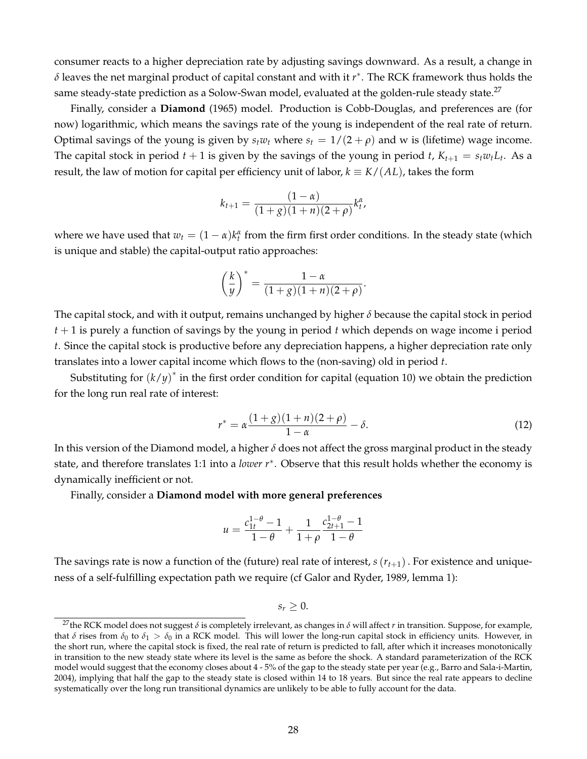consumer reacts to a higher depreciation rate by adjusting savings downward. As a result, a change in $\delta$ leaves the net marginal product of capital constant and with it $r^*$. The RCK framework thus holds the same steady-state prediction as a Solow-Swan model, evaluated at the golden-rule steady state.[27]

Finally, consider a **Diamond** (1965) model. Production is Cobb-Douglas, and preferences are (for now) logarithmic, which means the savings rate of the young is independent of the real rate of return. Optimal savings of the young is given by $s_t w_t$ where $s_t = 1/(2+\rho)$ and w is (lifetime) wage income. The capital stock in period $t+1$ is given by the savings of the young in period $t$, $K_{t+1} = s_t w_t L_t$. As a result, the law of motion for capital per efficiency unit of labor, $k \equiv K/(AL)$, takes the form

$$k_{t+1} = \frac{(1-\alpha)}{(1+g)(1+n)(2+\rho)} k_t^{\alpha},$$

where we have used that $w_t = (1-\alpha)k_t^{\alpha}$ from the firm first order conditions. In the steady state (which is unique and stable) the capital-output ratio approaches:

$$\left(\frac{k}{y}\right)^* = \frac{1-\alpha}{(1+g)(1+n)(2+\rho)}.$$

The capital stock, and with it output, remains unchanged by higher $\delta$ because the capital stock in period $t+1$ is purely a function of savings by the young in period $t$ which depends on wage income i period $t$. Since the capital stock is productive before any depreciation happens, a higher depreciation rate only translates into a lower capital income which flows to the (non-saving) old in period $t$.

Substituting for $(k/y)^*$ in the first order condition for capital (equation 10) we obtain the prediction for the long run real rate of interest:

$$r^* = \alpha \frac{(1+g)(1+n)(2+\rho)}{1-\alpha} - \delta. \tag{12}$$

In this version of the Diamond model, a higher $\delta$ does not affect the gross marginal product in the steady state, and therefore translates 1:1 into a *lower* $r^*$. Observe that this result holds whether the economy is dynamically inefficient or not.

Finally, consider a **Diamond model with more general preferences**

$$u = \frac{c_{1t}^{1-\theta} - 1}{1-\theta} + \frac{1}{1+\rho} \frac{c_{2t+1}^{1-\theta} - 1}{1-\theta}$$

The savings rate is now a function of the (future) real rate of interest, $s(r_{t+1})$. For existence and uniqueness of a self-fulfilling expectation path we require (cf Galor and Ryder, 1989, lemma 1):

$$s_r \geq 0.$$

[27] the RCK model does not suggest $\delta$ is completely irrelevant, as changes in $\delta$ will affect $r$ in transition. Suppose, for example, that $\delta$ rises from $\delta_0$ to $\delta_1 > \delta_0$ in a RCK model. This will lower the long-run capital stock in efficiency units. However, in the short run, where the capital stock is fixed, the real rate of return is predicted to fall, after which it increases monotonically in transition to the new steady state where its level is the same as before the shock. A standard parameterization of the RCK model would suggest that the economy closes about 4 - 5% of the gap to the steady state per year (e.g., Barro and Sala-i-Martin, 2004), implying that half the gap to the steady state is closed within 14 to 18 years. But since the real rate appears to decline systematically over the long run transitional dynamics are unlikely to be able to fully account for the data.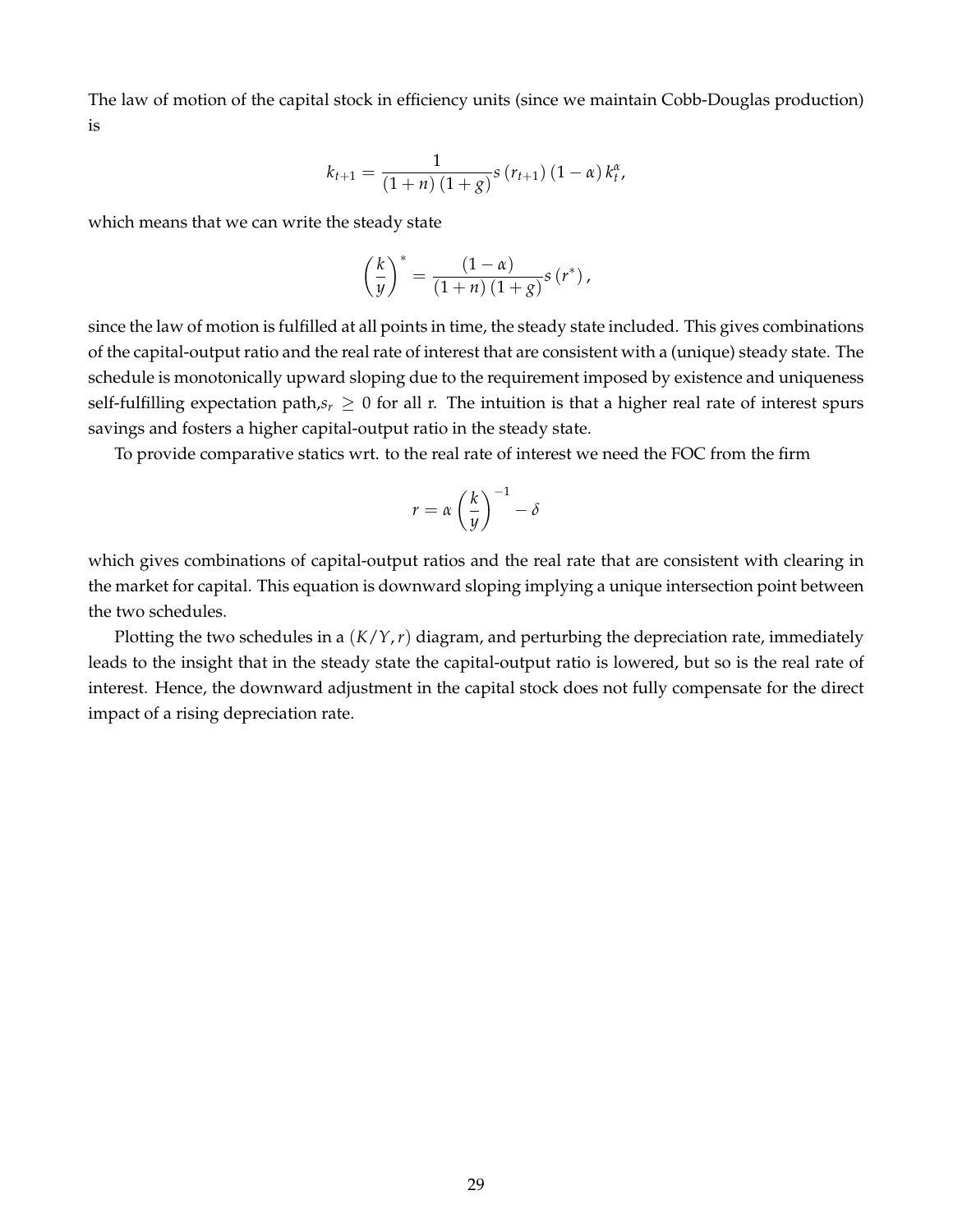The law of motion of the capital stock in efficiency units (since we maintain Cobb-Douglas production) is

$$k_{t+1} = \frac{1}{(1+n)(1+g)} s(r_{t+1})(1-\alpha) k_t^{\alpha},$$

which means that we can write the steady state

$$\left(\frac{k}{y}\right)^* = \frac{(1-\alpha)}{(1+n)(1+g)} s(r^*),$$

since the law of motion is fulfilled at all points in time, the steady state included. This gives combinations of the capital-output ratio and the real rate of interest that are consistent with a (unique) steady state. The schedule is monotonically upward sloping due to the requirement imposed by existence and uniqueness self-fulfilling expectation path,$s_r \geq 0$ for all r. The intuition is that a higher real rate of interest spurs savings and fosters a higher capital-output ratio in the steady state.

To provide comparative statics wrt. to the real rate of interest we need the FOC from the firm

$$r = \alpha \left(\frac{k}{y}\right)^{-1} - \delta$$

which gives combinations of capital-output ratios and the real rate that are consistent with clearing in the market for capital. This equation is downward sloping implying a unique intersection point between the two schedules.

Plotting the two schedules in a $(K/Y, r)$ diagram, and perturbing the depreciation rate, immediately leads to the insight that in the steady state the capital-output ratio is lowered, but so is the real rate of interest. Hence, the downward adjustment in the capital stock does not fully compensate for the direct impact of a rising depreciation rate.